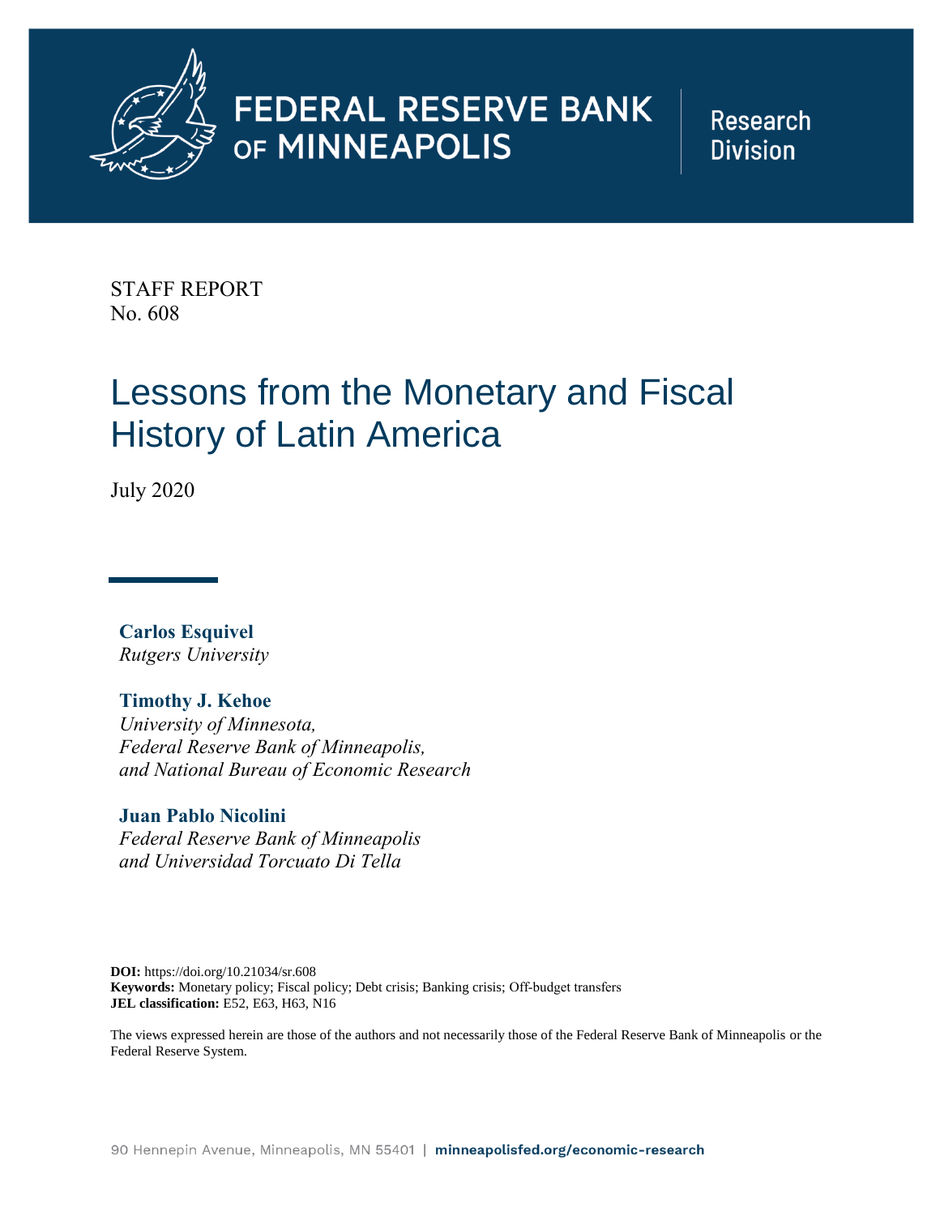**FEDERAL RESERVE BANK OF MINNEAPOLIS**

**Research Division**

STAFF REPORT
No. 608

# Lessons from the Monetary and Fiscal History of Latin America

July 2020

**Carlos Esquivel**
*Rutgers University*

**Timothy J. Kehoe**
*University of Minnesota,*
*Federal Reserve Bank of Minneapolis,*
*and National Bureau of Economic Research*

**Juan Pablo Nicolini**
*Federal Reserve Bank of Minneapolis*
*and Universidad Torcuato Di Tella*

**DOI:** https://doi.org/10.21034/sr.608
**Keywords:** Monetary policy; Fiscal policy; Debt crisis; Banking crisis; Off-budget transfers
**JEL classification:** E52, E63, H63, N16

The views expressed herein are those of the authors and not necessarily those of the Federal Reserve Bank of Minneapolis or the Federal Reserve System.

90 Hennepin Avenue, Minneapolis, MN 55401 | **minneapolisfed.org/economic-research**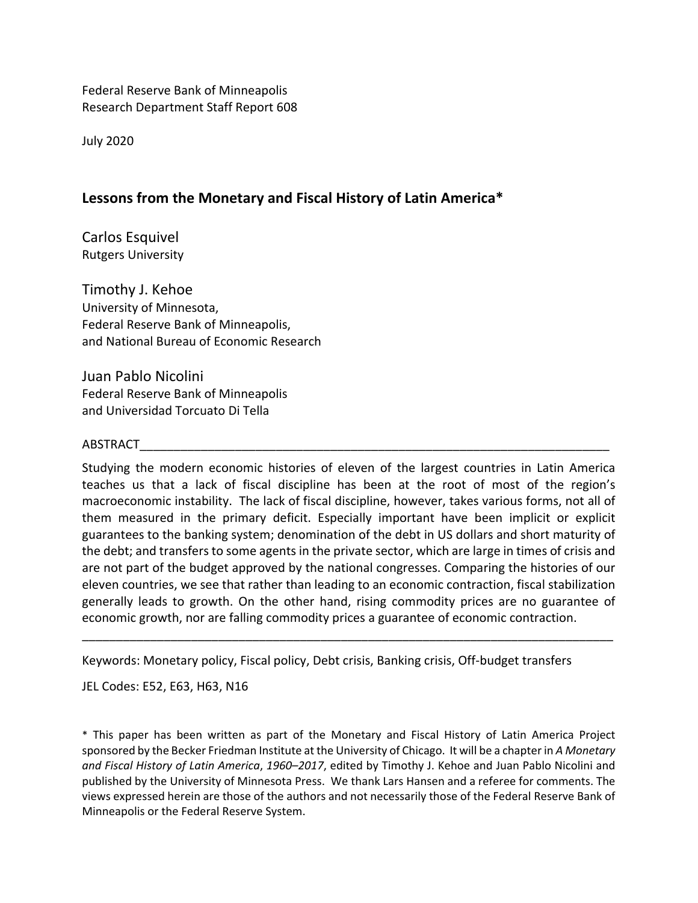Federal Reserve Bank of Minneapolis
Research Department Staff Report 608

July 2020

## Lessons from the Monetary and Fiscal History of Latin America*

Carlos Esquivel
Rutgers University

Timothy J. Kehoe
University of Minnesota,
Federal Reserve Bank of Minneapolis,
and National Bureau of Economic Research

Juan Pablo Nicolini
Federal Reserve Bank of Minneapolis
and Universidad Torcuato Di Tella

ABSTRACT

Studying the modern economic histories of eleven of the largest countries in Latin America teaches us that a lack of fiscal discipline has been at the root of most of the region's macroeconomic instability. The lack of fiscal discipline, however, takes various forms, not all of them measured in the primary deficit. Especially important have been implicit or explicit guarantees to the banking system; denomination of the debt in US dollars and short maturity of the debt; and transfers to some agents in the private sector, which are large in times of crisis and are not part of the budget approved by the national congresses. Comparing the histories of our eleven countries, we see that rather than leading to an economic contraction, fiscal stabilization generally leads to growth. On the other hand, rising commodity prices are no guarantee of economic growth, nor are falling commodity prices a guarantee of economic contraction.

---

Keywords: Monetary policy, Fiscal policy, Debt crisis, Banking crisis, Off-budget transfers

JEL Codes: E52, E63, H63, N16

* This paper has been written as part of the Monetary and Fiscal History of Latin America Project sponsored by the Becker Friedman Institute at the University of Chicago. It will be a chapter in *A Monetary and Fiscal History of Latin America, 1960–2017*, edited by Timothy J. Kehoe and Juan Pablo Nicolini and published by the University of Minnesota Press. We thank Lars Hansen and a referee for comments. The views expressed herein are those of the authors and not necessarily those of the Federal Reserve Bank of Minneapolis or the Federal Reserve System.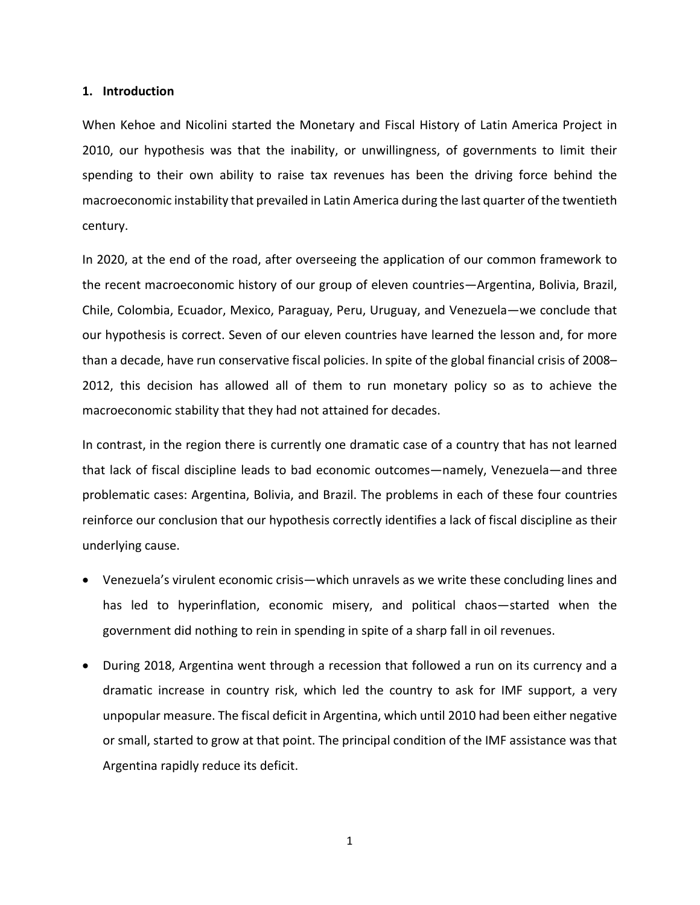## 1. Introduction

When Kehoe and Nicolini started the Monetary and Fiscal History of Latin America Project in 2010, our hypothesis was that the inability, or unwillingness, of governments to limit their spending to their own ability to raise tax revenues has been the driving force behind the macroeconomic instability that prevailed in Latin America during the last quarter of the twentieth century.

In 2020, at the end of the road, after overseeing the application of our common framework to the recent macroeconomic history of our group of eleven countries—Argentina, Bolivia, Brazil, Chile, Colombia, Ecuador, Mexico, Paraguay, Peru, Uruguay, and Venezuela—we conclude that our hypothesis is correct. Seven of our eleven countries have learned the lesson and, for more than a decade, have run conservative fiscal policies. In spite of the global financial crisis of 2008–2012, this decision has allowed all of them to run monetary policy so as to achieve the macroeconomic stability that they had not attained for decades.

In contrast, in the region there is currently one dramatic case of a country that has not learned that lack of fiscal discipline leads to bad economic outcomes—namely, Venezuela—and three problematic cases: Argentina, Bolivia, and Brazil. The problems in each of these four countries reinforce our conclusion that our hypothesis correctly identifies a lack of fiscal discipline as their underlying cause.

- Venezuela's virulent economic crisis—which unravels as we write these concluding lines and has led to hyperinflation, economic misery, and political chaos—started when the government did nothing to rein in spending in spite of a sharp fall in oil revenues.
- During 2018, Argentina went through a recession that followed a run on its currency and a dramatic increase in country risk, which led the country to ask for IMF support, a very unpopular measure. The fiscal deficit in Argentina, which until 2010 had been either negative or small, started to grow at that point. The principal condition of the IMF assistance was that Argentina rapidly reduce its deficit.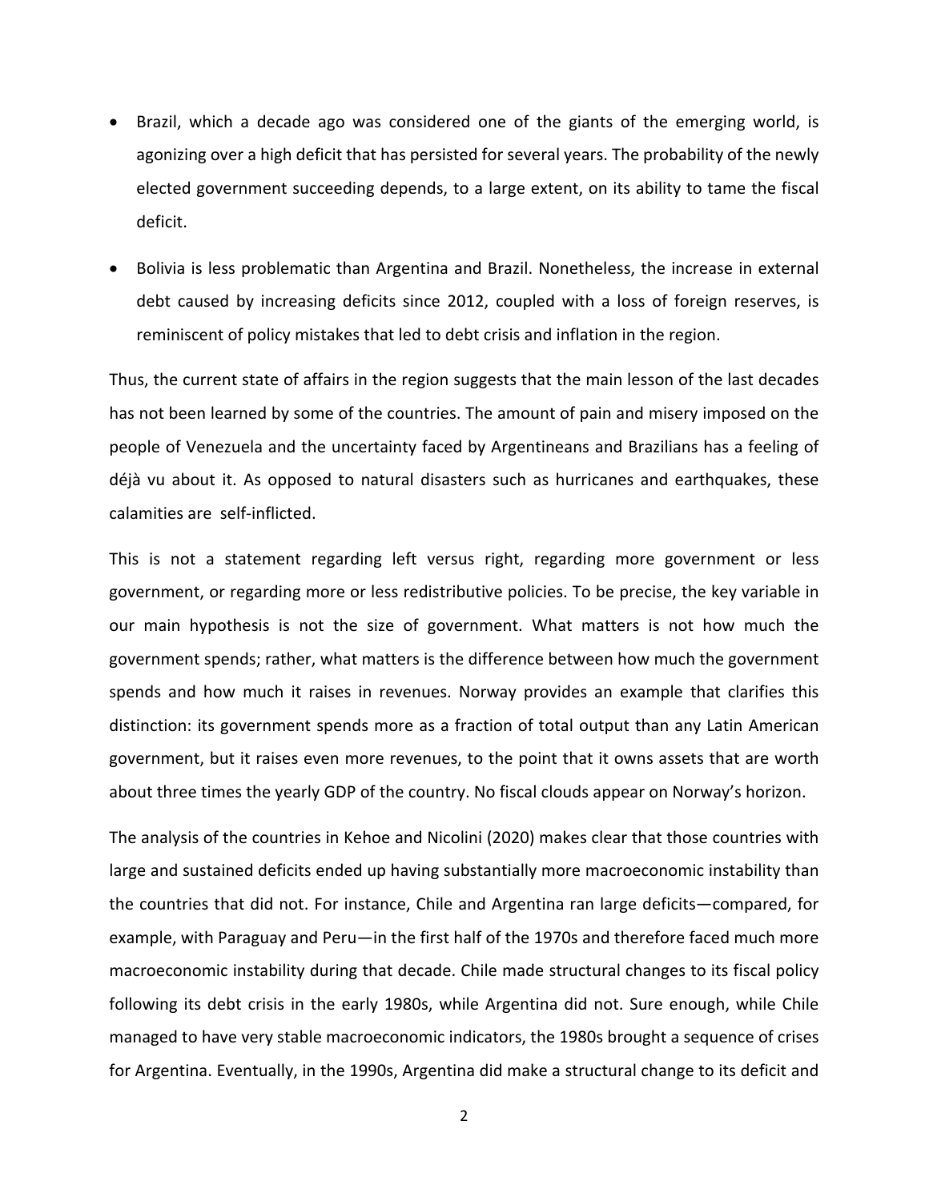- Brazil, which a decade ago was considered one of the giants of the emerging world, is agonizing over a high deficit that has persisted for several years. The probability of the newly elected government succeeding depends, to a large extent, on its ability to tame the fiscal deficit.
- Bolivia is less problematic than Argentina and Brazil. Nonetheless, the increase in external debt caused by increasing deficits since 2012, coupled with a loss of foreign reserves, is reminiscent of policy mistakes that led to debt crisis and inflation in the region.

Thus, the current state of affairs in the region suggests that the main lesson of the last decades has not been learned by some of the countries. The amount of pain and misery imposed on the people of Venezuela and the uncertainty faced by Argentineans and Brazilians has a feeling of déjà vu about it. As opposed to natural disasters such as hurricanes and earthquakes, these calamities are self-inflicted.

This is not a statement regarding left versus right, regarding more government or less government, or regarding more or less redistributive policies. To be precise, the key variable in our main hypothesis is not the size of government. What matters is not how much the government spends; rather, what matters is the difference between how much the government spends and how much it raises in revenues. Norway provides an example that clarifies this distinction: its government spends more as a fraction of total output than any Latin American government, but it raises even more revenues, to the point that it owns assets that are worth about three times the yearly GDP of the country. No fiscal clouds appear on Norway's horizon.

The analysis of the countries in Kehoe and Nicolini (2020) makes clear that those countries with large and sustained deficits ended up having substantially more macroeconomic instability than the countries that did not. For instance, Chile and Argentina ran large deficits—compared, for example, with Paraguay and Peru—in the first half of the 1970s and therefore faced much more macroeconomic instability during that decade. Chile made structural changes to its fiscal policy following its debt crisis in the early 1980s, while Argentina did not. Sure enough, while Chile managed to have very stable macroeconomic indicators, the 1980s brought a sequence of crises for Argentina. Eventually, in the 1990s, Argentina did make a structural change to its deficit and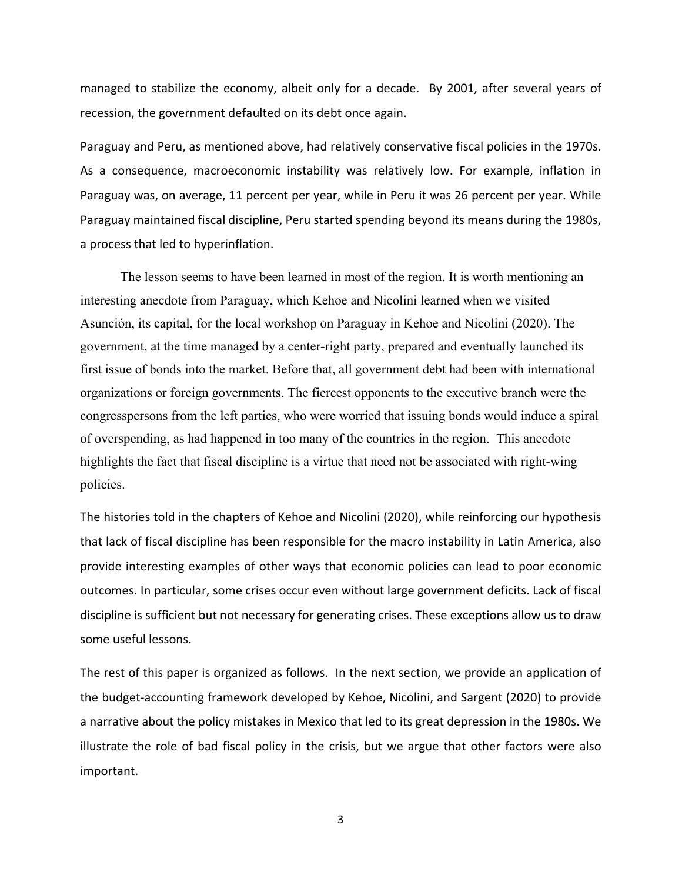managed to stabilize the economy, albeit only for a decade. By 2001, after several years of recession, the government defaulted on its debt once again.

Paraguay and Peru, as mentioned above, had relatively conservative fiscal policies in the 1970s. As a consequence, macroeconomic instability was relatively low. For example, inflation in Paraguay was, on average, 11 percent per year, while in Peru it was 26 percent per year. While Paraguay maintained fiscal discipline, Peru started spending beyond its means during the 1980s, a process that led to hyperinflation.

The lesson seems to have been learned in most of the region. It is worth mentioning an interesting anecdote from Paraguay, which Kehoe and Nicolini learned when we visited Asunción, its capital, for the local workshop on Paraguay in Kehoe and Nicolini (2020). The government, at the time managed by a center-right party, prepared and eventually launched its first issue of bonds into the market. Before that, all government debt had been with international organizations or foreign governments. The fiercest opponents to the executive branch were the congresspersons from the left parties, who were worried that issuing bonds would induce a spiral of overspending, as had happened in too many of the countries in the region. This anecdote highlights the fact that fiscal discipline is a virtue that need not be associated with right-wing policies.

The histories told in the chapters of Kehoe and Nicolini (2020), while reinforcing our hypothesis that lack of fiscal discipline has been responsible for the macro instability in Latin America, also provide interesting examples of other ways that economic policies can lead to poor economic outcomes. In particular, some crises occur even without large government deficits. Lack of fiscal discipline is sufficient but not necessary for generating crises. These exceptions allow us to draw some useful lessons.

The rest of this paper is organized as follows. In the next section, we provide an application of the budget-accounting framework developed by Kehoe, Nicolini, and Sargent (2020) to provide a narrative about the policy mistakes in Mexico that led to its great depression in the 1980s. We illustrate the role of bad fiscal policy in the crisis, but we argue that other factors were also important.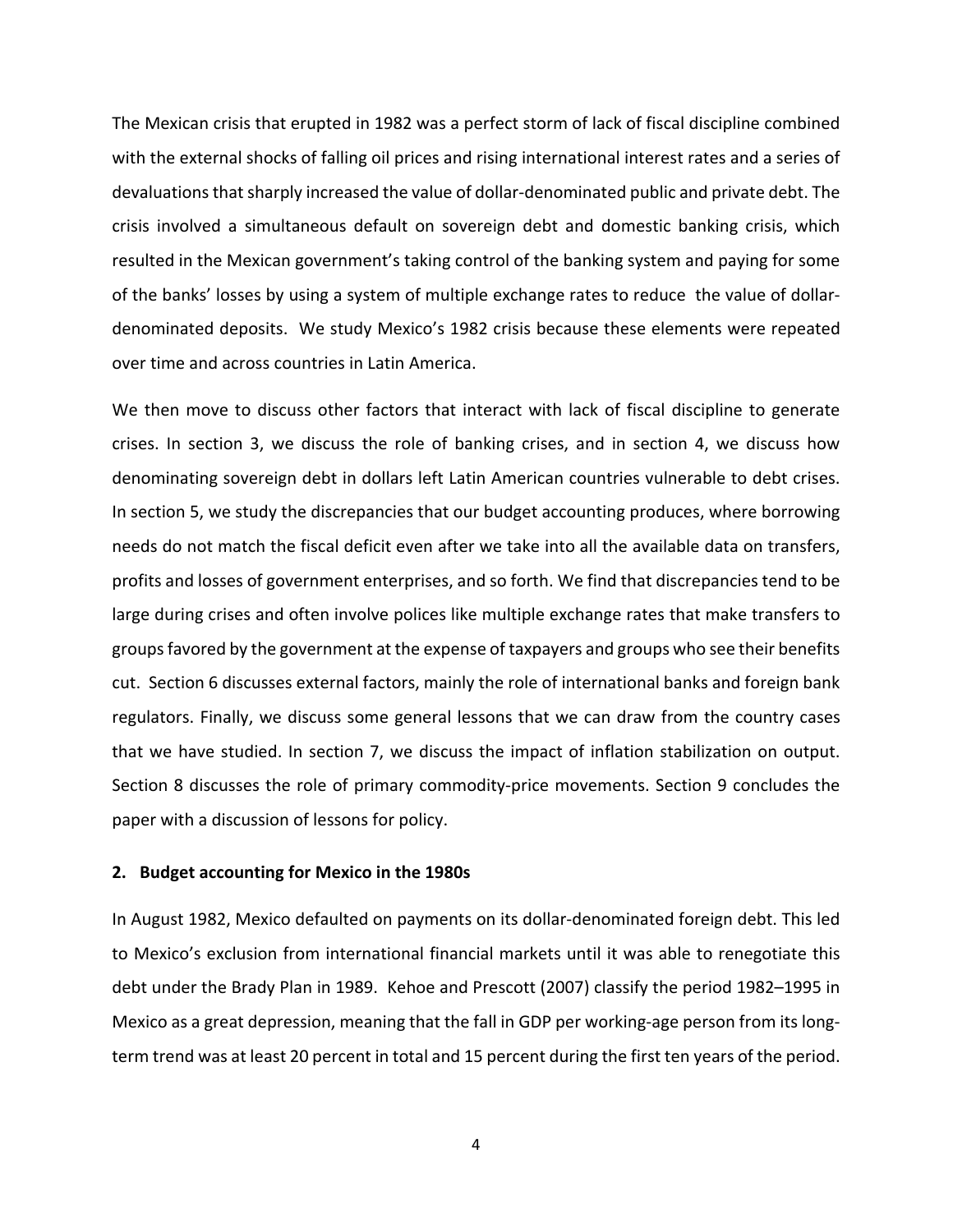The Mexican crisis that erupted in 1982 was a perfect storm of lack of fiscal discipline combined with the external shocks of falling oil prices and rising international interest rates and a series of devaluations that sharply increased the value of dollar-denominated public and private debt. The crisis involved a simultaneous default on sovereign debt and domestic banking crisis, which resulted in the Mexican government's taking control of the banking system and paying for some of the banks' losses by using a system of multiple exchange rates to reduce the value of dollar-denominated deposits. We study Mexico's 1982 crisis because these elements were repeated over time and across countries in Latin America.

We then move to discuss other factors that interact with lack of fiscal discipline to generate crises. In section 3, we discuss the role of banking crises, and in section 4, we discuss how denominating sovereign debt in dollars left Latin American countries vulnerable to debt crises. In section 5, we study the discrepancies that our budget accounting produces, where borrowing needs do not match the fiscal deficit even after we take into all the available data on transfers, profits and losses of government enterprises, and so forth. We find that discrepancies tend to be large during crises and often involve polices like multiple exchange rates that make transfers to groups favored by the government at the expense of taxpayers and groups who see their benefits cut. Section 6 discusses external factors, mainly the role of international banks and foreign bank regulators. Finally, we discuss some general lessons that we can draw from the country cases that we have studied. In section 7, we discuss the impact of inflation stabilization on output. Section 8 discusses the role of primary commodity-price movements. Section 9 concludes the paper with a discussion of lessons for policy.

## 2. Budget accounting for Mexico in the 1980s

In August 1982, Mexico defaulted on payments on its dollar-denominated foreign debt. This led to Mexico's exclusion from international financial markets until it was able to renegotiate this debt under the Brady Plan in 1989. Kehoe and Prescott (2007) classify the period 1982–1995 in Mexico as a great depression, meaning that the fall in GDP per working-age person from its long-term trend was at least 20 percent in total and 15 percent during the first ten years of the period.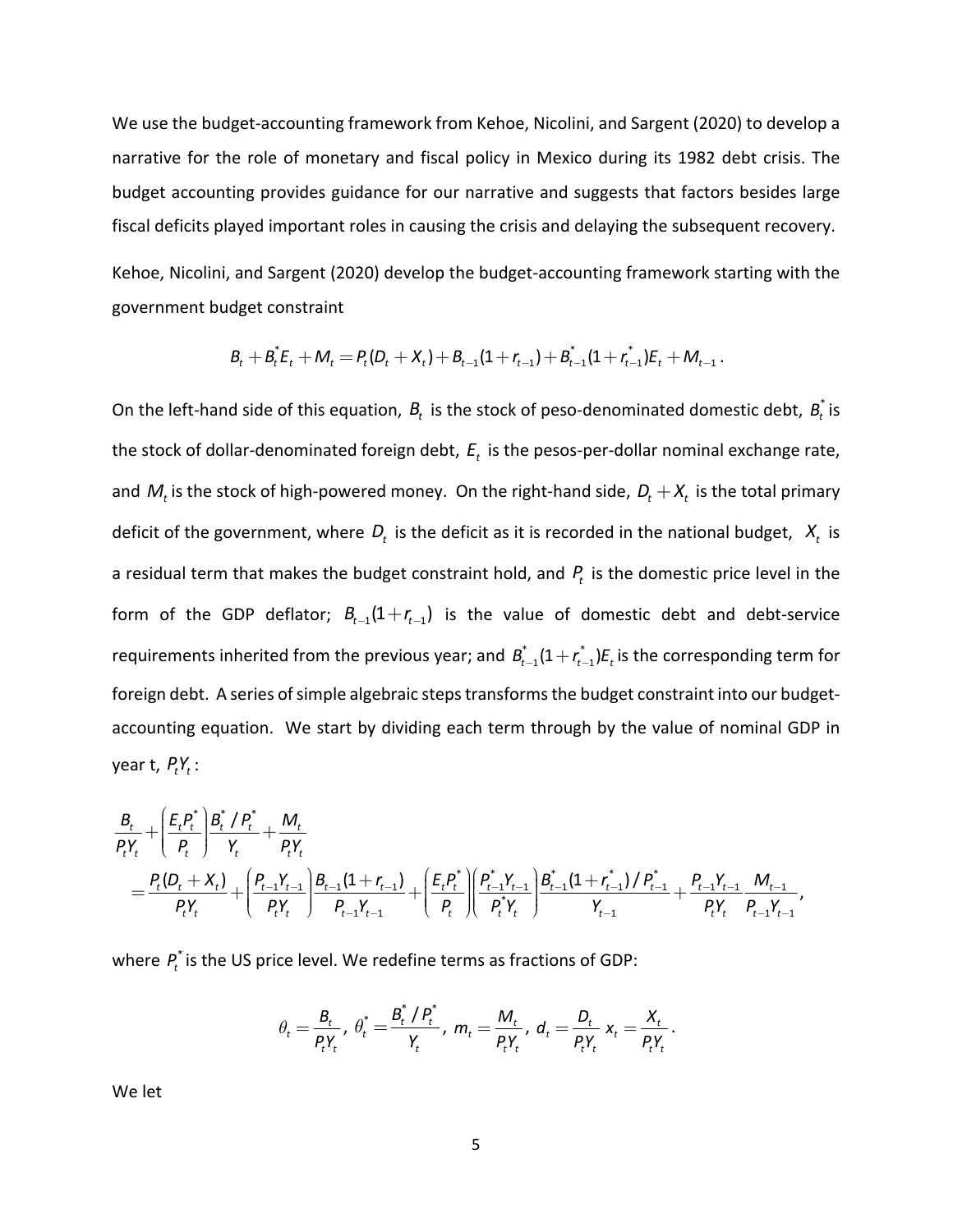We use the budget-accounting framework from Kehoe, Nicolini, and Sargent (2020) to develop a narrative for the role of monetary and fiscal policy in Mexico during its 1982 debt crisis. The budget accounting provides guidance for our narrative and suggests that factors besides large fiscal deficits played important roles in causing the crisis and delaying the subsequent recovery.

Kehoe, Nicolini, and Sargent (2020) develop the budget-accounting framework starting with the government budget constraint

$$B_t + B_t^* E_t + M_t = P_t(D_t + X_t) + B_{t-1}(1+r_{t-1}) + B_{t-1}^*(1+r_{t-1}^*)E_t + M_{t-1}.$$

On the left-hand side of this equation, $B_t$ is the stock of peso-denominated domestic debt, $B_t^*$ is the stock of dollar-denominated foreign debt, $E_t$ is the pesos-per-dollar nominal exchange rate, and $M_t$ is the stock of high-powered money. On the right-hand side, $D_t + X_t$ is the total primary deficit of the government, where $D_t$ is the deficit as it is recorded in the national budget, $X_t$ is a residual term that makes the budget constraint hold, and $P_t$ is the domestic price level in the form of the GDP deflator; $B_{t-1}(1+r_{t-1})$ is the value of domestic debt and debt-service requirements inherited from the previous year; and $B_{t-1}^*(1+r_{t-1}^*)E_t$ is the corresponding term for foreign debt. A series of simple algebraic steps transforms the budget constraint into our budget-accounting equation. We start by dividing each term through by the value of nominal GDP in year t, $P_tY_t$:

$$\begin{aligned}
&\frac{B_t}{P_tY_t} + \left(\frac{E_tP_t^*}{P_t}\right)\frac{B_t^*/P_t^*}{Y_t} + \frac{M_t}{P_tY_t} \\
&= \frac{P_t(D_t+X_t)}{P_tY_t} + \left(\frac{P_{t-1}Y_{t-1}}{P_tY_t}\right)\frac{B_{t-1}(1+r_{t-1})}{P_{t-1}Y_{t-1}} + \left(\frac{E_tP_t^*}{P_t}\right)\left(\frac{P_{t-1}^*Y_{t-1}}{P_t^*Y_t}\right)\frac{B_{t-1}^*(1+r_{t-1}^*)/P_{t-1}^*}{Y_{t-1}} + \frac{P_{t-1}Y_{t-1}}{P_tY_t}\frac{M_{t-1}}{P_{t-1}Y_{t-1}},
\end{aligned}$$

where $P_t^*$ is the US price level. We redefine terms as fractions of GDP:

$$\theta_t = \frac{B_t}{P_tY_t},\ \theta_t^* = \frac{B_t^*/P_t^*}{Y_t},\ m_t = \frac{M_t}{P_tY_t},\ d_t = \frac{D_t}{P_tY_t}\ x_t = \frac{X_t}{P_tY_t}.$$

We let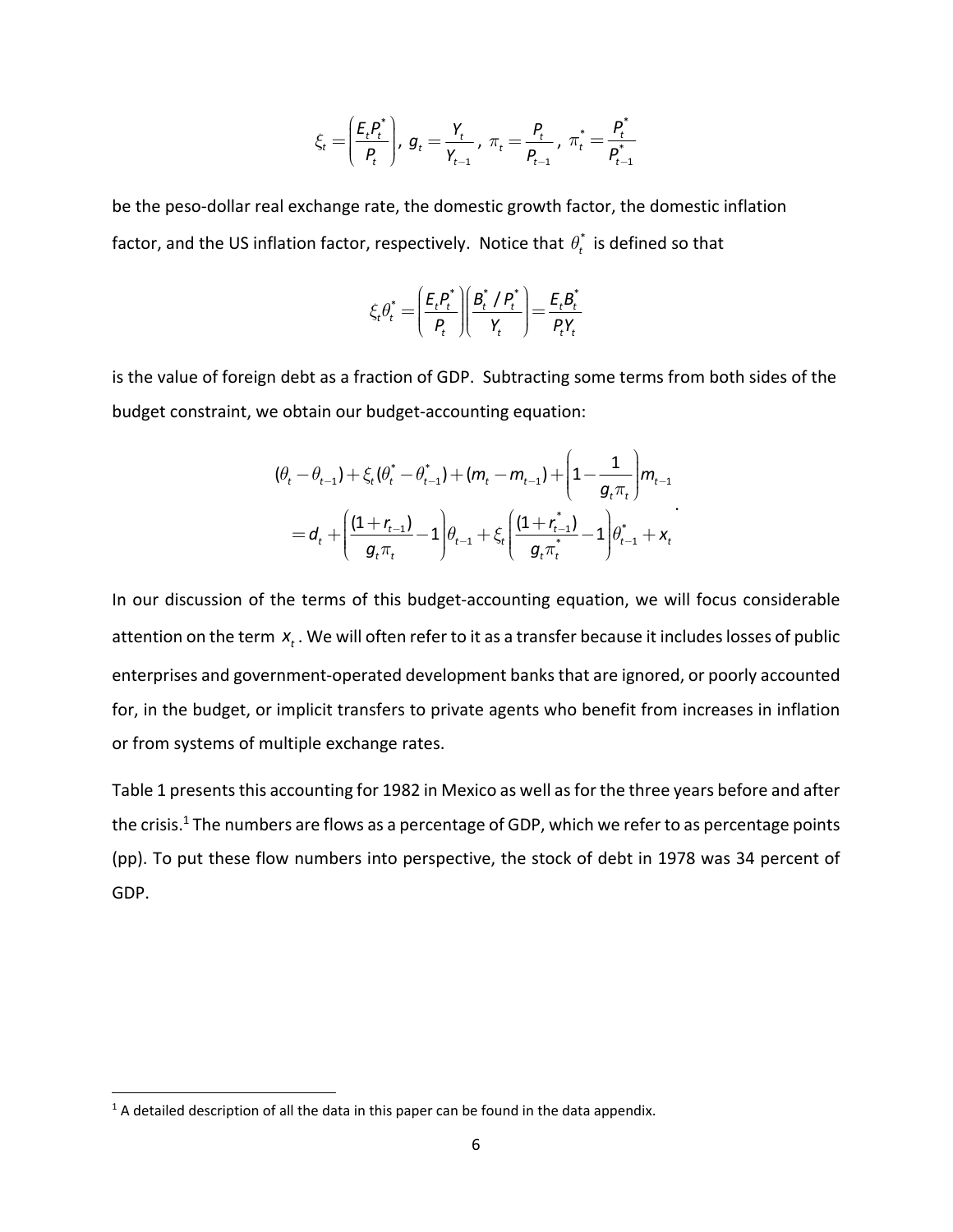$$\xi_t = \left(\frac{E_t P_t^*}{P_t}\right),\ g_t = \frac{Y_t}{Y_{t-1}},\ \pi_t = \frac{P_t}{P_{t-1}},\ \pi_t^* = \frac{P_t^*}{P_{t-1}^*}$$

be the peso-dollar real exchange rate, the domestic growth factor, the domestic inflation factor, and the US inflation factor, respectively. Notice that $\theta_t^*$ is defined so that

$$\xi_t \theta_t^* = \left(\frac{E_t P_t^*}{P_t}\right)\left(\frac{B_t^* / P_t^*}{Y_t}\right) = \frac{E_t B_t^*}{P_t Y_t}$$

is the value of foreign debt as a fraction of GDP. Subtracting some terms from both sides of the budget constraint, we obtain our budget-accounting equation:

$$\begin{aligned}
&(\theta_t - \theta_{t-1}) + \xi_t(\theta_t^* - \theta_{t-1}^*) + (m_t - m_{t-1}) + \left(1 - \frac{1}{g_t \pi_t}\right) m_{t-1} \\
&= d_t + \left(\frac{(1 + r_{t-1})}{g_t \pi_t} - 1\right)\theta_{t-1} + \xi_t \left(\frac{(1 + r_{t-1}^*)}{g_t \pi_t^*} - 1\right)\theta_{t-1}^* + x_t
\end{aligned}.$$

In our discussion of the terms of this budget-accounting equation, we will focus considerable attention on the term $x_t$. We will often refer to it as a transfer because it includes losses of public enterprises and government-operated development banks that are ignored, or poorly accounted for, in the budget, or implicit transfers to private agents who benefit from increases in inflation or from systems of multiple exchange rates.

Table 1 presents this accounting for 1982 in Mexico as well as for the three years before and after the crisis.[1] The numbers are flows as a percentage of GDP, which we refer to as percentage points (pp). To put these flow numbers into perspective, the stock of debt in 1978 was 34 percent of GDP.

[1] A detailed description of all the data in this paper can be found in the data appendix.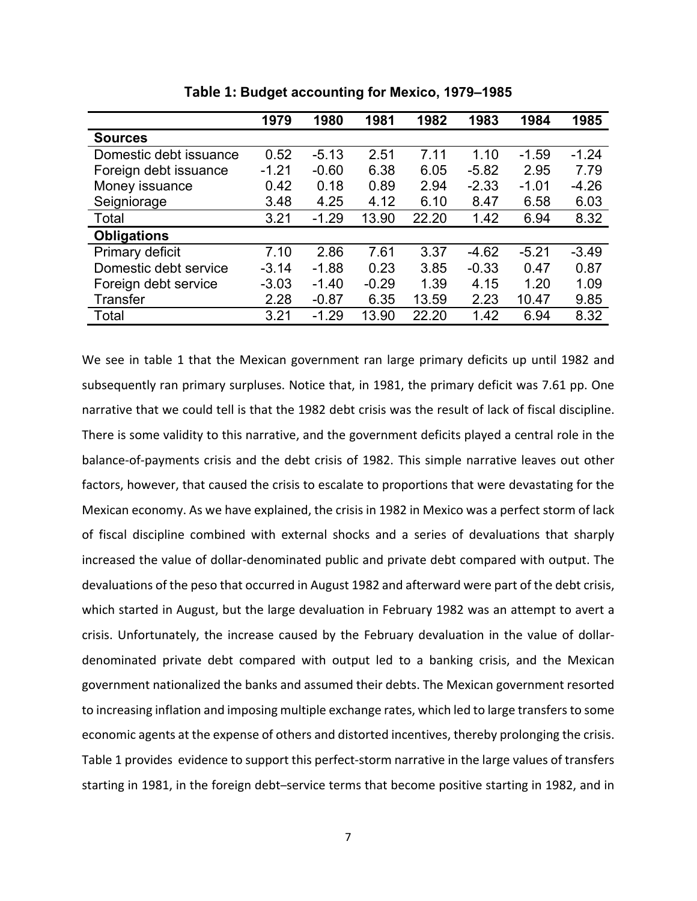**Table 1: Budget accounting for Mexico, 1979–1985**

| | 1979 | 1980 | 1981 | 1982 | 1983 | 1984 | 1985 |
|---|---|---|---|---|---|---|---|
| **Sources** | | | | | | | |
| Domestic debt issuance | 0.52 | -5.13 | 2.51 | 7.11 | 1.10 | -1.59 | -1.24 |
| Foreign debt issuance | -1.21 | -0.60 | 6.38 | 6.05 | -5.82 | 2.95 | 7.79 |
| Money issuance | 0.42 | 0.18 | 0.89 | 2.94 | -2.33 | -1.01 | -4.26 |
| Seigniorage | 3.48 | 4.25 | 4.12 | 6.10 | 8.47 | 6.58 | 6.03 |
| Total | 3.21 | -1.29 | 13.90 | 22.20 | 1.42 | 6.94 | 8.32 |
| **Obligations** | | | | | | | |
| Primary deficit | 7.10 | 2.86 | 7.61 | 3.37 | -4.62 | -5.21 | -3.49 |
| Domestic debt service | -3.14 | -1.88 | 0.23 | 3.85 | -0.33 | 0.47 | 0.87 |
| Foreign debt service | -3.03 | -1.40 | -0.29 | 1.39 | 4.15 | 1.20 | 1.09 |
| Transfer | 2.28 | -0.87 | 6.35 | 13.59 | 2.23 | 10.47 | 9.85 |
| Total | 3.21 | -1.29 | 13.90 | 22.20 | 1.42 | 6.94 | 8.32 |

We see in table 1 that the Mexican government ran large primary deficits up until 1982 and subsequently ran primary surpluses. Notice that, in 1981, the primary deficit was 7.61 pp. One narrative that we could tell is that the 1982 debt crisis was the result of lack of fiscal discipline. There is some validity to this narrative, and the government deficits played a central role in the balance-of-payments crisis and the debt crisis of 1982. This simple narrative leaves out other factors, however, that caused the crisis to escalate to proportions that were devastating for the Mexican economy. As we have explained, the crisis in 1982 in Mexico was a perfect storm of lack of fiscal discipline combined with external shocks and a series of devaluations that sharply increased the value of dollar-denominated public and private debt compared with output. The devaluations of the peso that occurred in August 1982 and afterward were part of the debt crisis, which started in August, but the large devaluation in February 1982 was an attempt to avert a crisis. Unfortunately, the increase caused by the February devaluation in the value of dollar-denominated private debt compared with output led to a banking crisis, and the Mexican government nationalized the banks and assumed their debts. The Mexican government resorted to increasing inflation and imposing multiple exchange rates, which led to large transfers to some economic agents at the expense of others and distorted incentives, thereby prolonging the crisis. Table 1 provides evidence to support this perfect-storm narrative in the large values of transfers starting in 1981, in the foreign debt–service terms that become positive starting in 1982, and in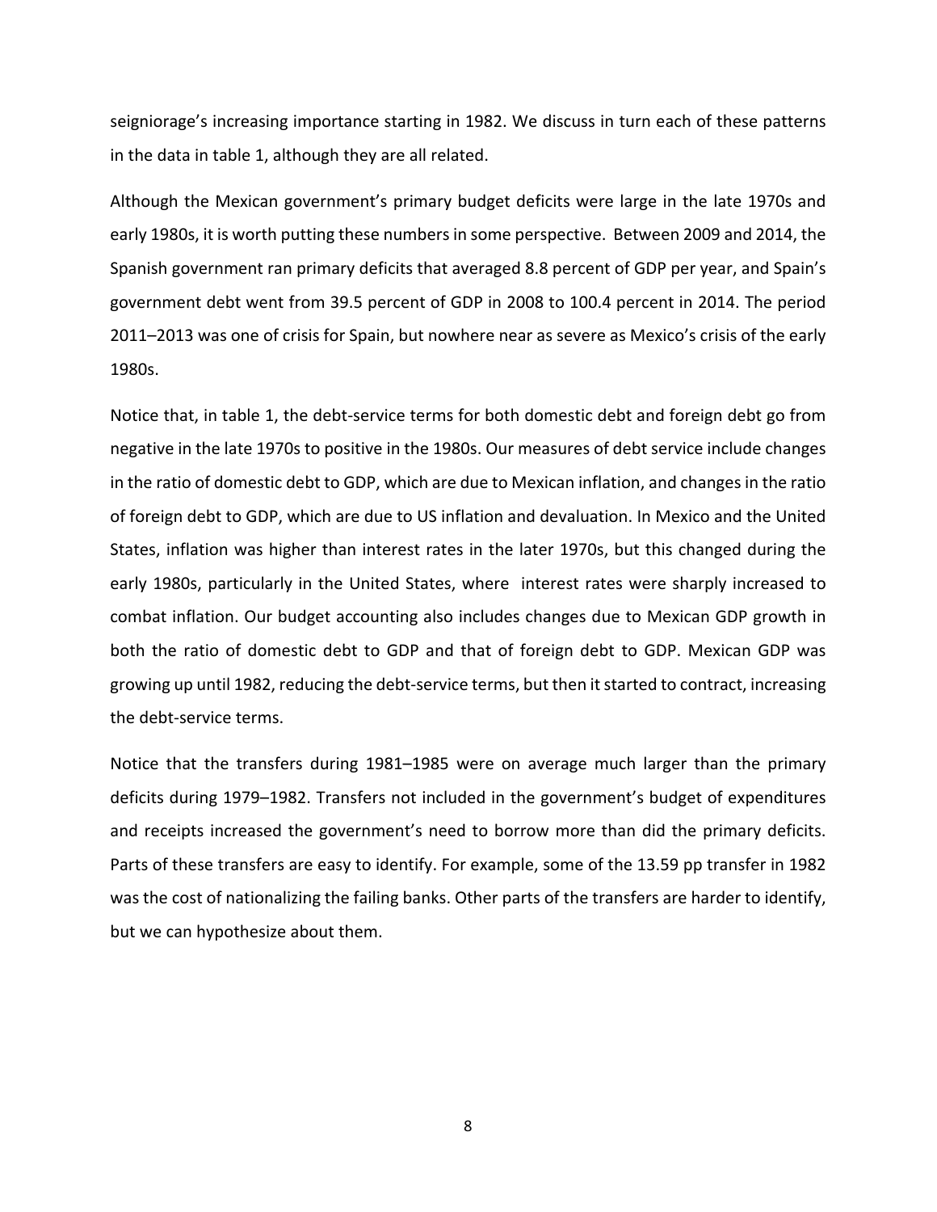seigniorage's increasing importance starting in 1982. We discuss in turn each of these patterns in the data in table 1, although they are all related.

Although the Mexican government's primary budget deficits were large in the late 1970s and early 1980s, it is worth putting these numbers in some perspective. Between 2009 and 2014, the Spanish government ran primary deficits that averaged 8.8 percent of GDP per year, and Spain's government debt went from 39.5 percent of GDP in 2008 to 100.4 percent in 2014. The period 2011–2013 was one of crisis for Spain, but nowhere near as severe as Mexico's crisis of the early 1980s.

Notice that, in table 1, the debt-service terms for both domestic debt and foreign debt go from negative in the late 1970s to positive in the 1980s. Our measures of debt service include changes in the ratio of domestic debt to GDP, which are due to Mexican inflation, and changes in the ratio of foreign debt to GDP, which are due to US inflation and devaluation. In Mexico and the United States, inflation was higher than interest rates in the later 1970s, but this changed during the early 1980s, particularly in the United States, where interest rates were sharply increased to combat inflation. Our budget accounting also includes changes due to Mexican GDP growth in both the ratio of domestic debt to GDP and that of foreign debt to GDP. Mexican GDP was growing up until 1982, reducing the debt-service terms, but then it started to contract, increasing the debt-service terms.

Notice that the transfers during 1981–1985 were on average much larger than the primary deficits during 1979–1982. Transfers not included in the government's budget of expenditures and receipts increased the government's need to borrow more than did the primary deficits. Parts of these transfers are easy to identify. For example, some of the 13.59 pp transfer in 1982 was the cost of nationalizing the failing banks. Other parts of the transfers are harder to identify, but we can hypothesize about them.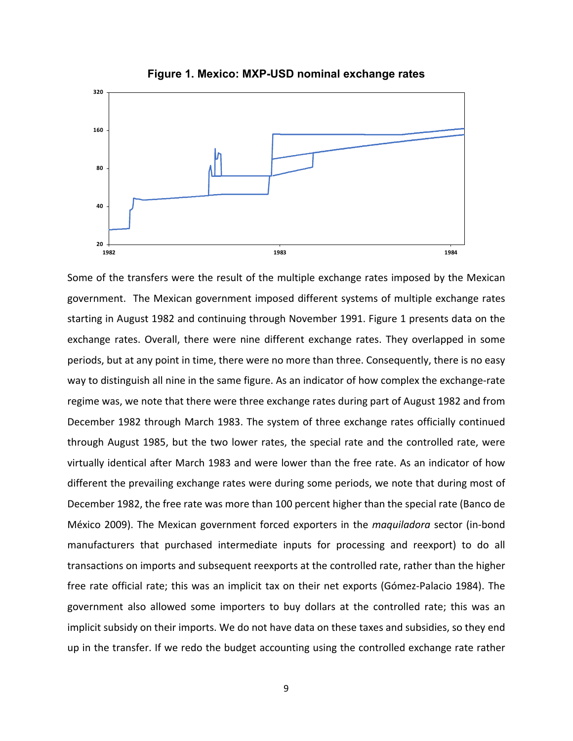**Figure 1. Mexico: MXP-USD nominal exchange rates**

320

160

80

40

20

1982

1983

1984

Some of the transfers were the result of the multiple exchange rates imposed by the Mexican government. The Mexican government imposed different systems of multiple exchange rates starting in August 1982 and continuing through November 1991. Figure 1 presents data on the exchange rates. Overall, there were nine different exchange rates. They overlapped in some periods, but at any point in time, there were no more than three. Consequently, there is no easy way to distinguish all nine in the same figure. As an indicator of how complex the exchange-rate regime was, we note that there were three exchange rates during part of August 1982 and from December 1982 through March 1983. The system of three exchange rates officially continued through August 1985, but the two lower rates, the special rate and the controlled rate, were virtually identical after March 1983 and were lower than the free rate. As an indicator of how different the prevailing exchange rates were during some periods, we note that during most of December 1982, the free rate was more than 100 percent higher than the special rate (Banco de México 2009). The Mexican government forced exporters in the *maquiladora* sector (in-bond manufacturers that purchased intermediate inputs for processing and reexport) to do all transactions on imports and subsequent reexports at the controlled rate, rather than the higher free rate official rate; this was an implicit tax on their net exports (Gómez-Palacio 1984). The government also allowed some importers to buy dollars at the controlled rate; this was an implicit subsidy on their imports. We do not have data on these taxes and subsidies, so they end up in the transfer. If we redo the budget accounting using the controlled exchange rate rather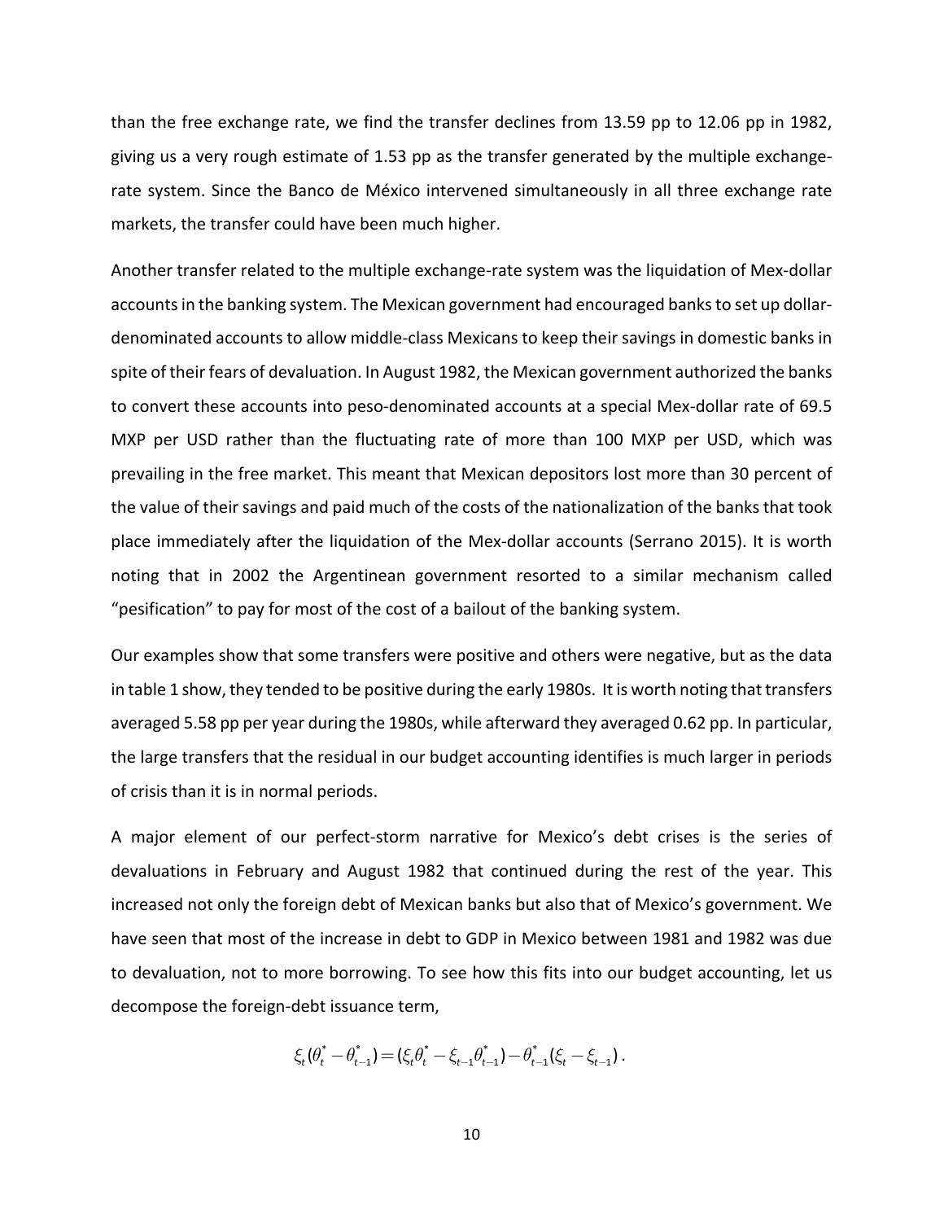than the free exchange rate, we find the transfer declines from 13.59 pp to 12.06 pp in 1982, giving us a very rough estimate of 1.53 pp as the transfer generated by the multiple exchange-rate system. Since the Banco de México intervened simultaneously in all three exchange rate markets, the transfer could have been much higher.

Another transfer related to the multiple exchange-rate system was the liquidation of Mex-dollar accounts in the banking system. The Mexican government had encouraged banks to set up dollar-denominated accounts to allow middle-class Mexicans to keep their savings in domestic banks in spite of their fears of devaluation. In August 1982, the Mexican government authorized the banks to convert these accounts into peso-denominated accounts at a special Mex-dollar rate of 69.5 MXP per USD rather than the fluctuating rate of more than 100 MXP per USD, which was prevailing in the free market. This meant that Mexican depositors lost more than 30 percent of the value of their savings and paid much of the costs of the nationalization of the banks that took place immediately after the liquidation of the Mex-dollar accounts (Serrano 2015). It is worth noting that in 2002 the Argentinean government resorted to a similar mechanism called "pesification" to pay for most of the cost of a bailout of the banking system.

Our examples show that some transfers were positive and others were negative, but as the data in table 1 show, they tended to be positive during the early 1980s. It is worth noting that transfers averaged 5.58 pp per year during the 1980s, while afterward they averaged 0.62 pp. In particular, the large transfers that the residual in our budget accounting identifies is much larger in periods of crisis than it is in normal periods.

A major element of our perfect-storm narrative for Mexico's debt crises is the series of devaluations in February and August 1982 that continued during the rest of the year. This increased not only the foreign debt of Mexican banks but also that of Mexico's government. We have seen that most of the increase in debt to GDP in Mexico between 1981 and 1982 was due to devaluation, not to more borrowing. To see how this fits into our budget accounting, let us decompose the foreign-debt issuance term,

$$\xi_t(\theta_t^* - \theta_{t-1}^*) = (\xi_t\theta_t^* - \xi_{t-1}\theta_{t-1}^*) - \theta_{t-1}^*(\xi_t - \xi_{t-1}) .$$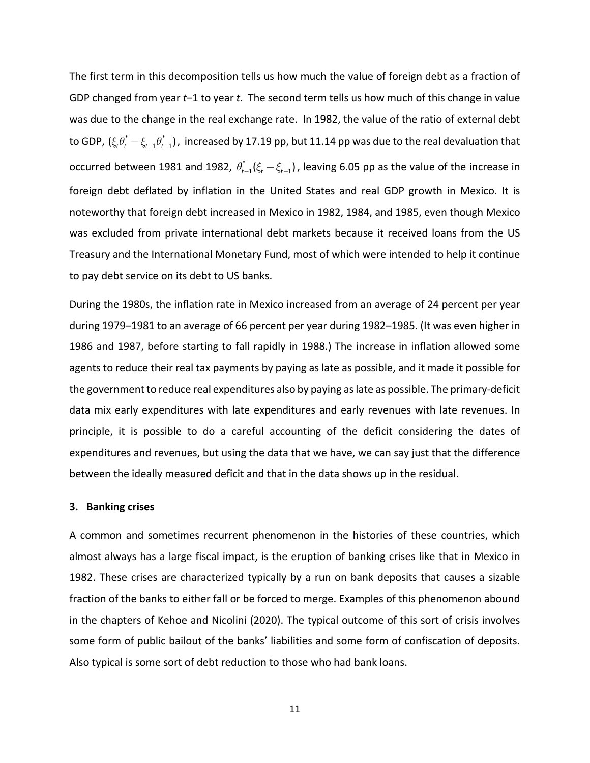The first term in this decomposition tells us how much the value of foreign debt as a fraction of GDP changed from year *t*−1 to year *t*. The second term tells us how much of this change in value was due to the change in the real exchange rate. In 1982, the value of the ratio of external debt to GDP, $(\xi_t \theta_t^* - \xi_{t-1}\theta_{t-1}^*)$, increased by 17.19 pp, but 11.14 pp was due to the real devaluation that occurred between 1981 and 1982, $\theta_{t-1}^*(\xi_t - \xi_{t-1})$, leaving 6.05 pp as the value of the increase in foreign debt deflated by inflation in the United States and real GDP growth in Mexico. It is noteworthy that foreign debt increased in Mexico in 1982, 1984, and 1985, even though Mexico was excluded from private international debt markets because it received loans from the US Treasury and the International Monetary Fund, most of which were intended to help it continue to pay debt service on its debt to US banks.

During the 1980s, the inflation rate in Mexico increased from an average of 24 percent per year during 1979–1981 to an average of 66 percent per year during 1982–1985. (It was even higher in 1986 and 1987, before starting to fall rapidly in 1988.) The increase in inflation allowed some agents to reduce their real tax payments by paying as late as possible, and it made it possible for the government to reduce real expenditures also by paying as late as possible. The primary-deficit data mix early expenditures with late expenditures and early revenues with late revenues. In principle, it is possible to do a careful accounting of the deficit considering the dates of expenditures and revenues, but using the data that we have, we can say just that the difference between the ideally measured deficit and that in the data shows up in the residual.

### 3. Banking crises

A common and sometimes recurrent phenomenon in the histories of these countries, which almost always has a large fiscal impact, is the eruption of banking crises like that in Mexico in 1982. These crises are characterized typically by a run on bank deposits that causes a sizable fraction of the banks to either fall or be forced to merge. Examples of this phenomenon abound in the chapters of Kehoe and Nicolini (2020). The typical outcome of this sort of crisis involves some form of public bailout of the banks' liabilities and some form of confiscation of deposits. Also typical is some sort of debt reduction to those who had bank loans.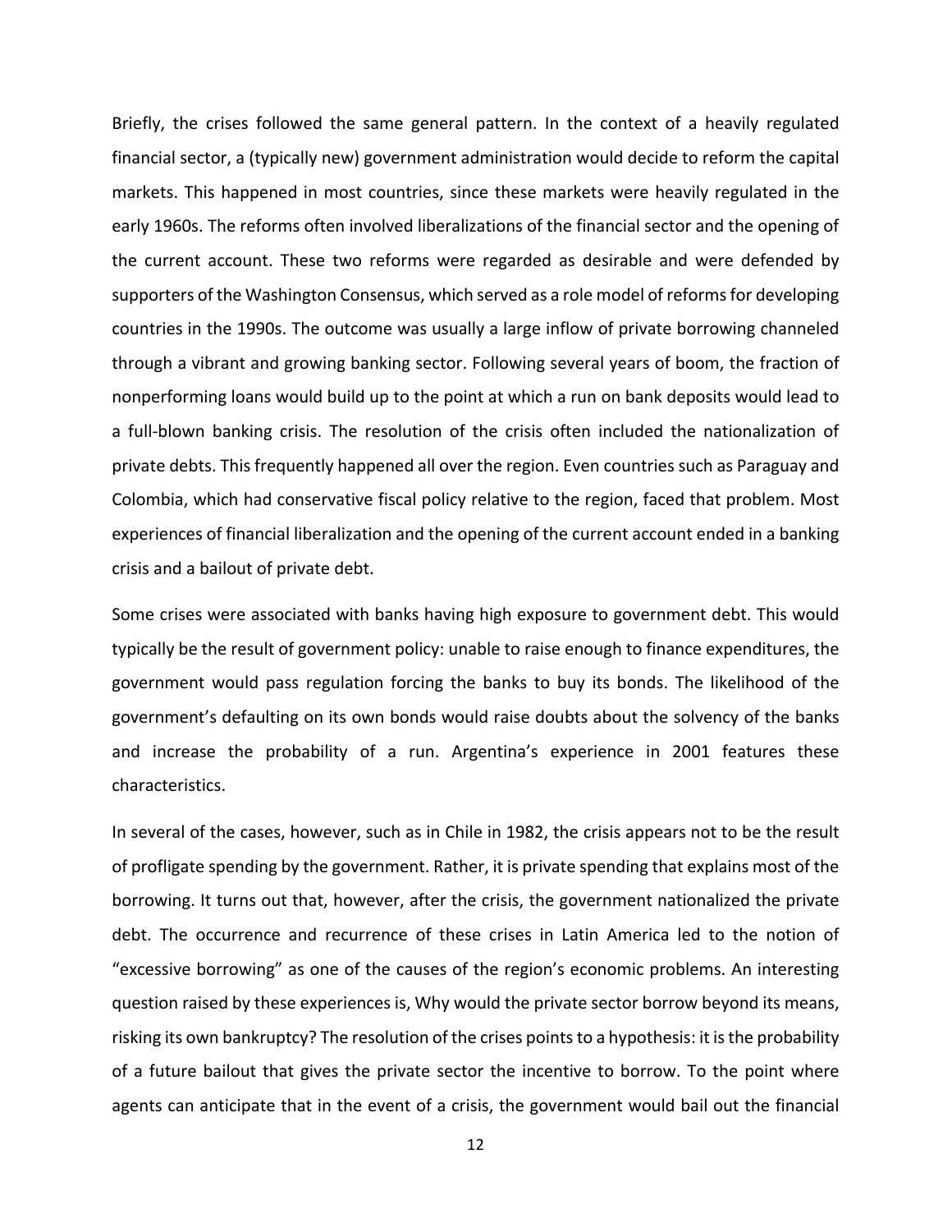Briefly, the crises followed the same general pattern. In the context of a heavily regulated financial sector, a (typically new) government administration would decide to reform the capital markets. This happened in most countries, since these markets were heavily regulated in the early 1960s. The reforms often involved liberalizations of the financial sector and the opening of the current account. These two reforms were regarded as desirable and were defended by supporters of the Washington Consensus, which served as a role model of reforms for developing countries in the 1990s. The outcome was usually a large inflow of private borrowing channeled through a vibrant and growing banking sector. Following several years of boom, the fraction of nonperforming loans would build up to the point at which a run on bank deposits would lead to a full-blown banking crisis. The resolution of the crisis often included the nationalization of private debts. This frequently happened all over the region. Even countries such as Paraguay and Colombia, which had conservative fiscal policy relative to the region, faced that problem. Most experiences of financial liberalization and the opening of the current account ended in a banking crisis and a bailout of private debt.

Some crises were associated with banks having high exposure to government debt. This would typically be the result of government policy: unable to raise enough to finance expenditures, the government would pass regulation forcing the banks to buy its bonds. The likelihood of the government's defaulting on its own bonds would raise doubts about the solvency of the banks and increase the probability of a run. Argentina's experience in 2001 features these characteristics.

In several of the cases, however, such as in Chile in 1982, the crisis appears not to be the result of profligate spending by the government. Rather, it is private spending that explains most of the borrowing. It turns out that, however, after the crisis, the government nationalized the private debt. The occurrence and recurrence of these crises in Latin America led to the notion of "excessive borrowing" as one of the causes of the region's economic problems. An interesting question raised by these experiences is, Why would the private sector borrow beyond its means, risking its own bankruptcy? The resolution of the crises points to a hypothesis: it is the probability of a future bailout that gives the private sector the incentive to borrow. To the point where agents can anticipate that in the event of a crisis, the government would bail out the financial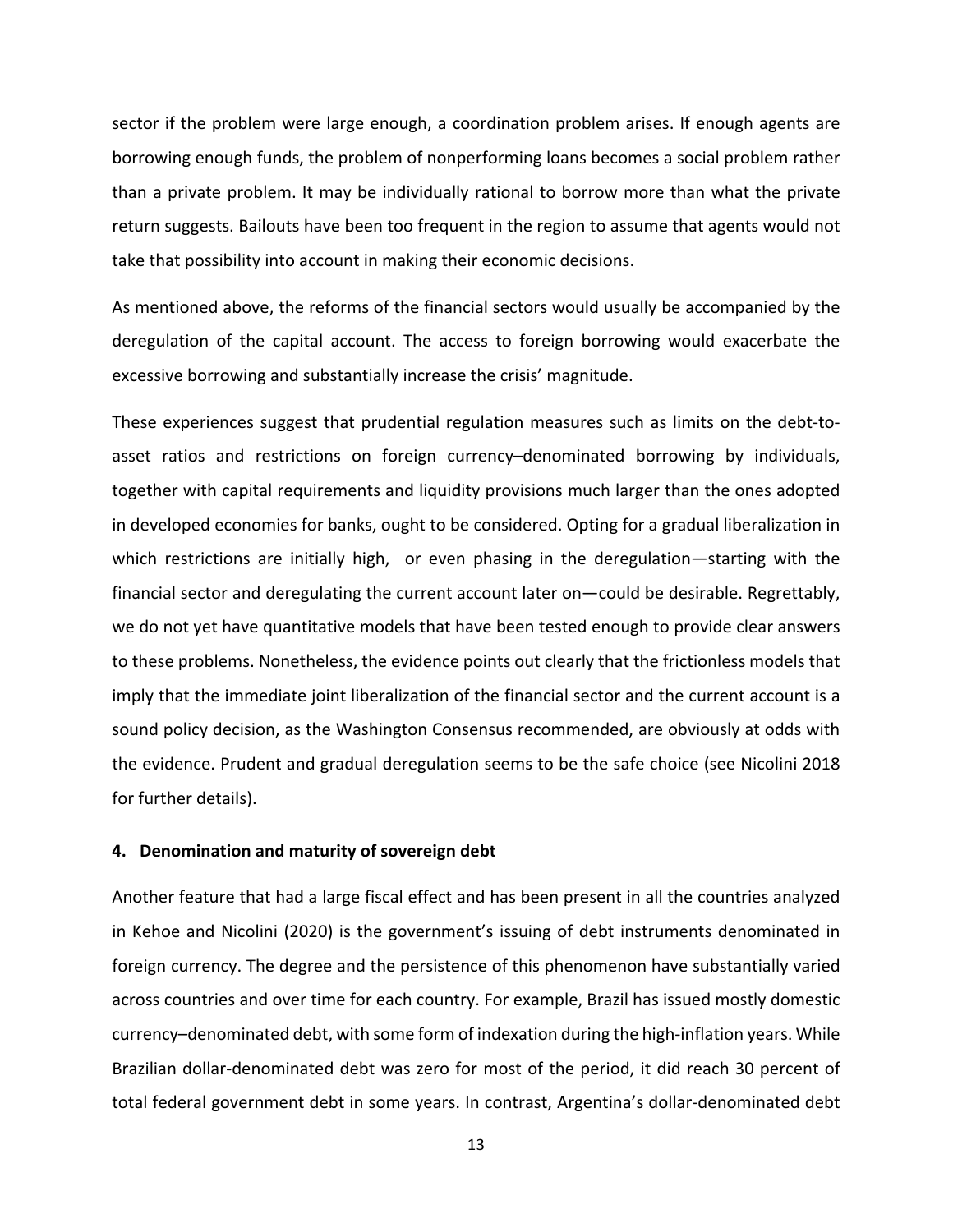sector if the problem were large enough, a coordination problem arises. If enough agents are borrowing enough funds, the problem of nonperforming loans becomes a social problem rather than a private problem. It may be individually rational to borrow more than what the private return suggests. Bailouts have been too frequent in the region to assume that agents would not take that possibility into account in making their economic decisions.

As mentioned above, the reforms of the financial sectors would usually be accompanied by the deregulation of the capital account. The access to foreign borrowing would exacerbate the excessive borrowing and substantially increase the crisis' magnitude.

These experiences suggest that prudential regulation measures such as limits on the debt-to-asset ratios and restrictions on foreign currency–denominated borrowing by individuals, together with capital requirements and liquidity provisions much larger than the ones adopted in developed economies for banks, ought to be considered. Opting for a gradual liberalization in which restrictions are initially high, or even phasing in the deregulation—starting with the financial sector and deregulating the current account later on—could be desirable. Regrettably, we do not yet have quantitative models that have been tested enough to provide clear answers to these problems. Nonetheless, the evidence points out clearly that the frictionless models that imply that the immediate joint liberalization of the financial sector and the current account is a sound policy decision, as the Washington Consensus recommended, are obviously at odds with the evidence. Prudent and gradual deregulation seems to be the safe choice (see Nicolini 2018 for further details).

## 4. Denomination and maturity of sovereign debt

Another feature that had a large fiscal effect and has been present in all the countries analyzed in Kehoe and Nicolini (2020) is the government's issuing of debt instruments denominated in foreign currency. The degree and the persistence of this phenomenon have substantially varied across countries and over time for each country. For example, Brazil has issued mostly domestic currency–denominated debt, with some form of indexation during the high-inflation years. While Brazilian dollar-denominated debt was zero for most of the period, it did reach 30 percent of total federal government debt in some years. In contrast, Argentina's dollar-denominated debt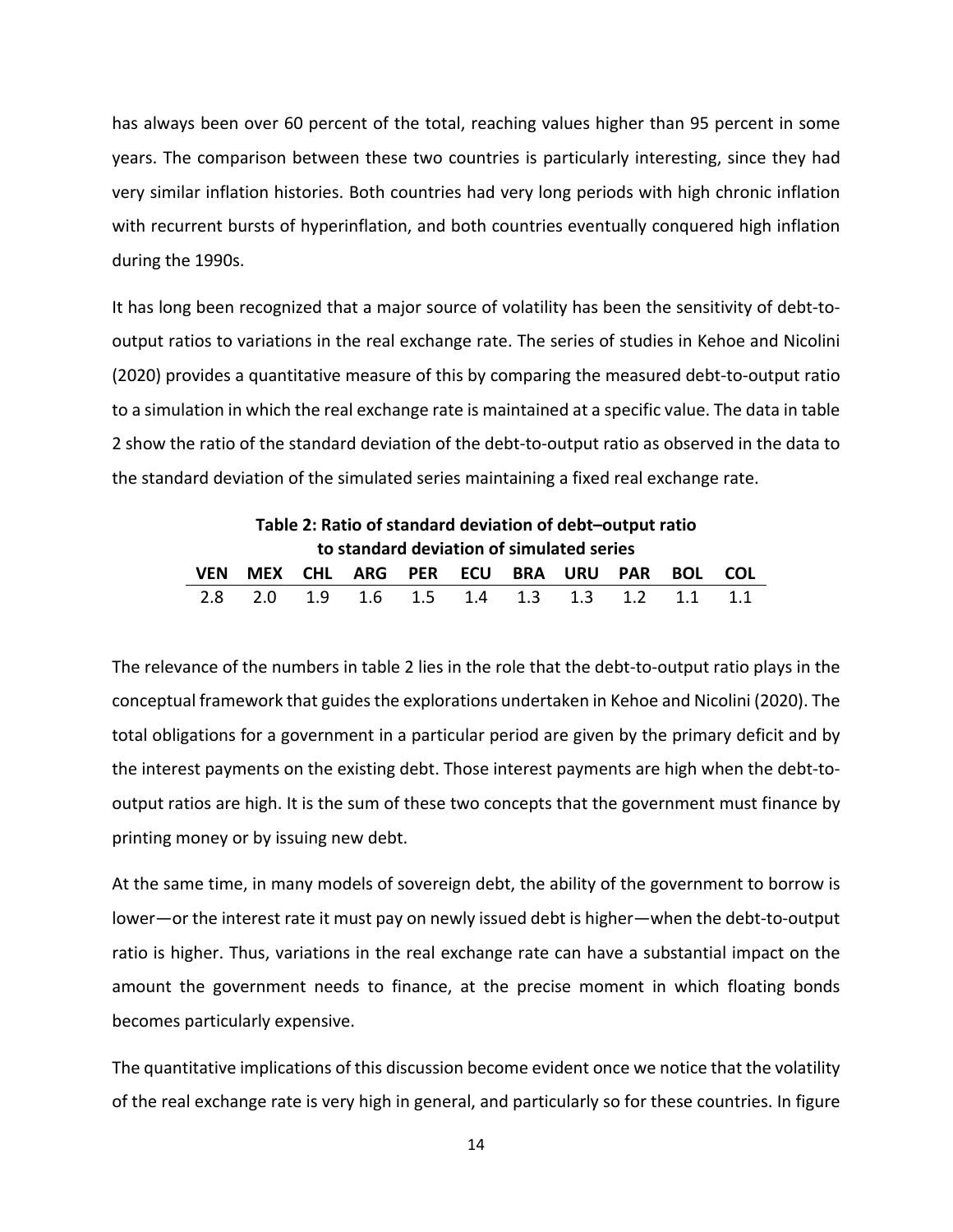has always been over 60 percent of the total, reaching values higher than 95 percent in some years. The comparison between these two countries is particularly interesting, since they had very similar inflation histories. Both countries had very long periods with high chronic inflation with recurrent bursts of hyperinflation, and both countries eventually conquered high inflation during the 1990s.

It has long been recognized that a major source of volatility has been the sensitivity of debt-to-output ratios to variations in the real exchange rate. The series of studies in Kehoe and Nicolini (2020) provides a quantitative measure of this by comparing the measured debt-to-output ratio to a simulation in which the real exchange rate is maintained at a specific value. The data in table 2 show the ratio of the standard deviation of the debt-to-output ratio as observed in the data to the standard deviation of the simulated series maintaining a fixed real exchange rate.

**Table 2: Ratio of standard deviation of debt–output ratio to standard deviation of simulated series**

| VEN | MEX | CHL | ARG | PER | ECU | BRA | URU | PAR | BOL | COL |
|---|---|---|---|---|---|---|---|---|---|---|
| 2.8 | 2.0 | 1.9 | 1.6 | 1.5 | 1.4 | 1.3 | 1.3 | 1.2 | 1.1 | 1.1 |

The relevance of the numbers in table 2 lies in the role that the debt-to-output ratio plays in the conceptual framework that guides the explorations undertaken in Kehoe and Nicolini (2020). The total obligations for a government in a particular period are given by the primary deficit and by the interest payments on the existing debt. Those interest payments are high when the debt-to-output ratios are high. It is the sum of these two concepts that the government must finance by printing money or by issuing new debt.

At the same time, in many models of sovereign debt, the ability of the government to borrow is lower—or the interest rate it must pay on newly issued debt is higher—when the debt-to-output ratio is higher. Thus, variations in the real exchange rate can have a substantial impact on the amount the government needs to finance, at the precise moment in which floating bonds becomes particularly expensive.

The quantitative implications of this discussion become evident once we notice that the volatility of the real exchange rate is very high in general, and particularly so for these countries. In figure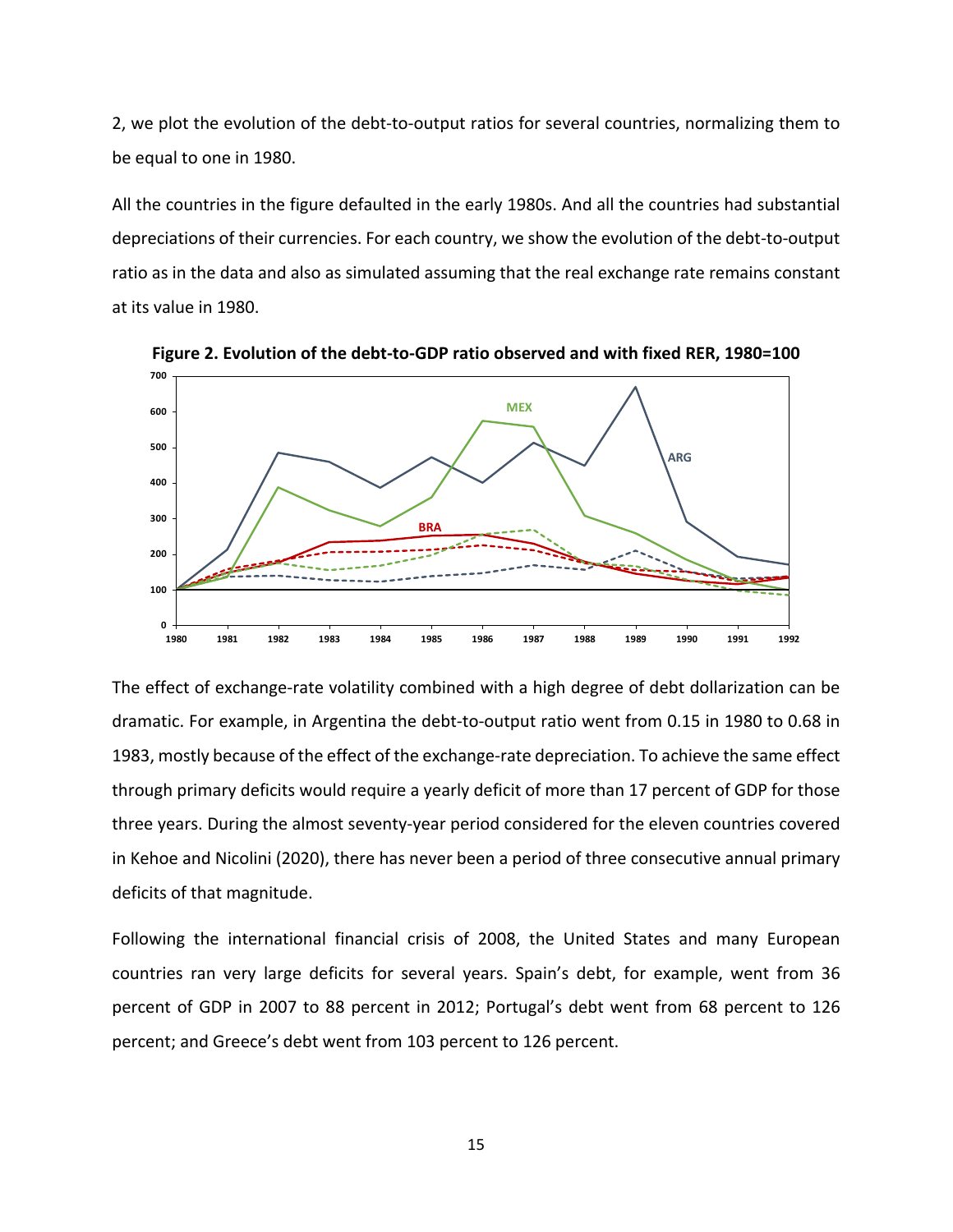2, we plot the evolution of the debt-to-output ratios for several countries, normalizing them to be equal to one in 1980.

All the countries in the figure defaulted in the early 1980s. And all the countries had substantial depreciations of their currencies. For each country, we show the evolution of the debt-to-output ratio as in the data and also as simulated assuming that the real exchange rate remains constant at its value in 1980.

**Figure 2. Evolution of the debt-to-GDP ratio observed and with fixed RER, 1980=100**

700
600
500
400
300
200
100
0

1980 1981 1982 1983 1984 1985 1986 1987 1988 1989 1990 1991 1992

MEX
ARG
BRA

The effect of exchange-rate volatility combined with a high degree of debt dollarization can be dramatic. For example, in Argentina the debt-to-output ratio went from 0.15 in 1980 to 0.68 in 1983, mostly because of the effect of the exchange-rate depreciation. To achieve the same effect through primary deficits would require a yearly deficit of more than 17 percent of GDP for those three years. During the almost seventy-year period considered for the eleven countries covered in Kehoe and Nicolini (2020), there has never been a period of three consecutive annual primary deficits of that magnitude.

Following the international financial crisis of 2008, the United States and many European countries ran very large deficits for several years. Spain's debt, for example, went from 36 percent of GDP in 2007 to 88 percent in 2012; Portugal's debt went from 68 percent to 126 percent; and Greece's debt went from 103 percent to 126 percent.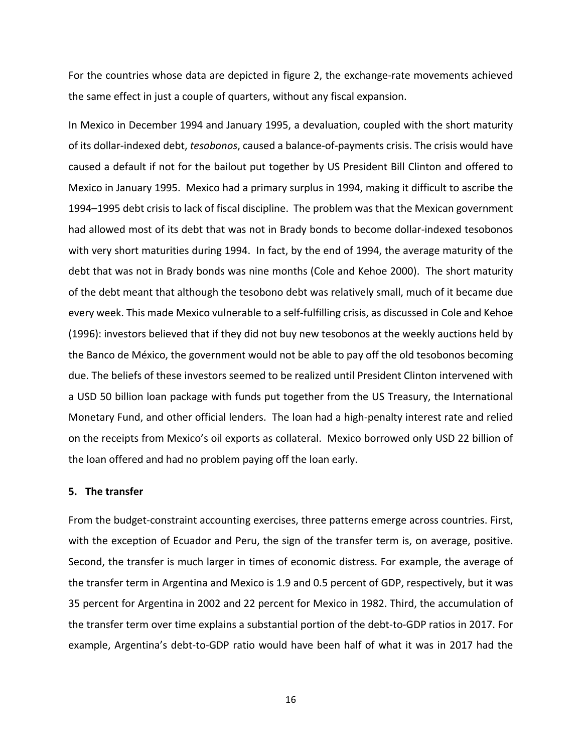For the countries whose data are depicted in figure 2, the exchange-rate movements achieved the same effect in just a couple of quarters, without any fiscal expansion.

In Mexico in December 1994 and January 1995, a devaluation, coupled with the short maturity of its dollar-indexed debt, *tesobonos*, caused a balance-of-payments crisis. The crisis would have caused a default if not for the bailout put together by US President Bill Clinton and offered to Mexico in January 1995. Mexico had a primary surplus in 1994, making it difficult to ascribe the 1994–1995 debt crisis to lack of fiscal discipline. The problem was that the Mexican government had allowed most of its debt that was not in Brady bonds to become dollar-indexed tesobonos with very short maturities during 1994. In fact, by the end of 1994, the average maturity of the debt that was not in Brady bonds was nine months (Cole and Kehoe 2000). The short maturity of the debt meant that although the tesobono debt was relatively small, much of it became due every week. This made Mexico vulnerable to a self-fulfilling crisis, as discussed in Cole and Kehoe (1996): investors believed that if they did not buy new tesobonos at the weekly auctions held by the Banco de México, the government would not be able to pay off the old tesobonos becoming due. The beliefs of these investors seemed to be realized until President Clinton intervened with a USD 50 billion loan package with funds put together from the US Treasury, the International Monetary Fund, and other official lenders. The loan had a high-penalty interest rate and relied on the receipts from Mexico's oil exports as collateral. Mexico borrowed only USD 22 billion of the loan offered and had no problem paying off the loan early.

## 5. The transfer

From the budget-constraint accounting exercises, three patterns emerge across countries. First, with the exception of Ecuador and Peru, the sign of the transfer term is, on average, positive. Second, the transfer is much larger in times of economic distress. For example, the average of the transfer term in Argentina and Mexico is 1.9 and 0.5 percent of GDP, respectively, but it was 35 percent for Argentina in 2002 and 22 percent for Mexico in 1982. Third, the accumulation of the transfer term over time explains a substantial portion of the debt-to-GDP ratios in 2017. For example, Argentina's debt-to-GDP ratio would have been half of what it was in 2017 had the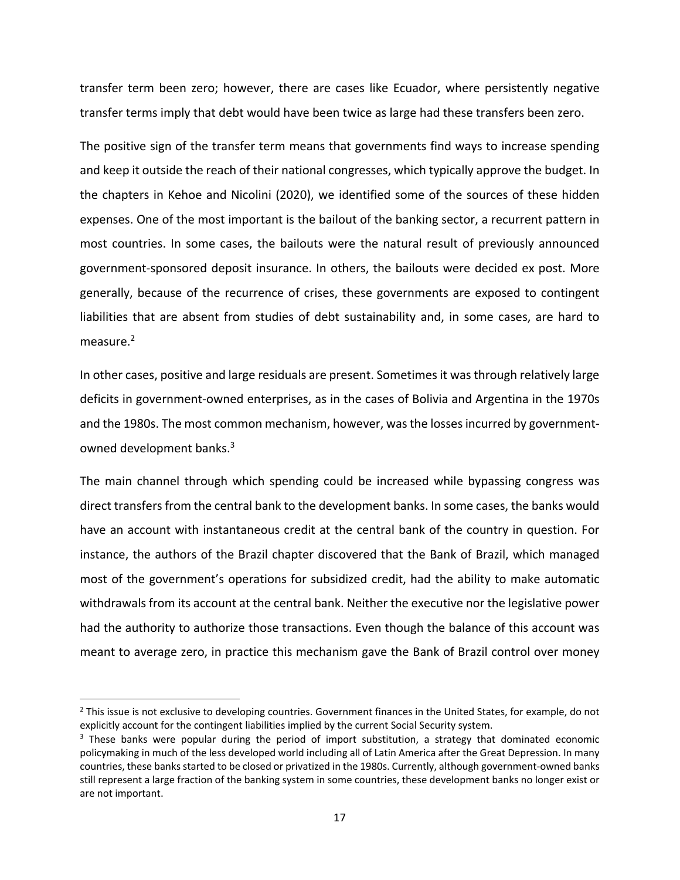transfer term been zero; however, there are cases like Ecuador, where persistently negative transfer terms imply that debt would have been twice as large had these transfers been zero.

The positive sign of the transfer term means that governments find ways to increase spending and keep it outside the reach of their national congresses, which typically approve the budget. In the chapters in Kehoe and Nicolini (2020), we identified some of the sources of these hidden expenses. One of the most important is the bailout of the banking sector, a recurrent pattern in most countries. In some cases, the bailouts were the natural result of previously announced government-sponsored deposit insurance. In others, the bailouts were decided ex post. More generally, because of the recurrence of crises, these governments are exposed to contingent liabilities that are absent from studies of debt sustainability and, in some cases, are hard to measure.[2]

In other cases, positive and large residuals are present. Sometimes it was through relatively large deficits in government-owned enterprises, as in the cases of Bolivia and Argentina in the 1970s and the 1980s. The most common mechanism, however, was the losses incurred by government-owned development banks.[3]

The main channel through which spending could be increased while bypassing congress was direct transfers from the central bank to the development banks. In some cases, the banks would have an account with instantaneous credit at the central bank of the country in question. For instance, the authors of the Brazil chapter discovered that the Bank of Brazil, which managed most of the government's operations for subsidized credit, had the ability to make automatic withdrawals from its account at the central bank. Neither the executive nor the legislative power had the authority to authorize those transactions. Even though the balance of this account was meant to average zero, in practice this mechanism gave the Bank of Brazil control over money

[2] This issue is not exclusive to developing countries. Government finances in the United States, for example, do not explicitly account for the contingent liabilities implied by the current Social Security system.

[3] These banks were popular during the period of import substitution, a strategy that dominated economic policymaking in much of the less developed world including all of Latin America after the Great Depression. In many countries, these banks started to be closed or privatized in the 1980s. Currently, although government-owned banks still represent a large fraction of the banking system in some countries, these development banks no longer exist or are not important.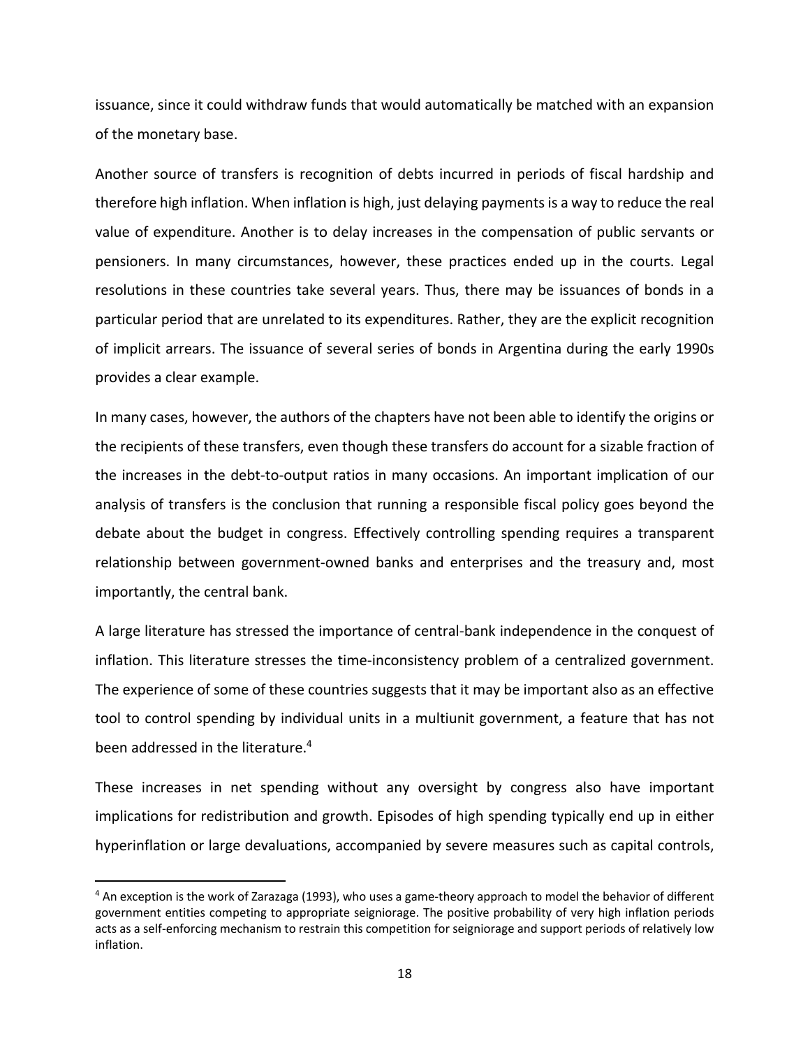issuance, since it could withdraw funds that would automatically be matched with an expansion of the monetary base.

Another source of transfers is recognition of debts incurred in periods of fiscal hardship and therefore high inflation. When inflation is high, just delaying payments is a way to reduce the real value of expenditure. Another is to delay increases in the compensation of public servants or pensioners. In many circumstances, however, these practices ended up in the courts. Legal resolutions in these countries take several years. Thus, there may be issuances of bonds in a particular period that are unrelated to its expenditures. Rather, they are the explicit recognition of implicit arrears. The issuance of several series of bonds in Argentina during the early 1990s provides a clear example.

In many cases, however, the authors of the chapters have not been able to identify the origins or the recipients of these transfers, even though these transfers do account for a sizable fraction of the increases in the debt-to-output ratios in many occasions. An important implication of our analysis of transfers is the conclusion that running a responsible fiscal policy goes beyond the debate about the budget in congress. Effectively controlling spending requires a transparent relationship between government-owned banks and enterprises and the treasury and, most importantly, the central bank.

A large literature has stressed the importance of central-bank independence in the conquest of inflation. This literature stresses the time-inconsistency problem of a centralized government. The experience of some of these countries suggests that it may be important also as an effective tool to control spending by individual units in a multiunit government, a feature that has not been addressed in the literature.[4]

These increases in net spending without any oversight by congress also have important implications for redistribution and growth. Episodes of high spending typically end up in either hyperinflation or large devaluations, accompanied by severe measures such as capital controls,

[4] An exception is the work of Zarazaga (1993), who uses a game-theory approach to model the behavior of different government entities competing to appropriate seigniorage. The positive probability of very high inflation periods acts as a self-enforcing mechanism to restrain this competition for seigniorage and support periods of relatively low inflation.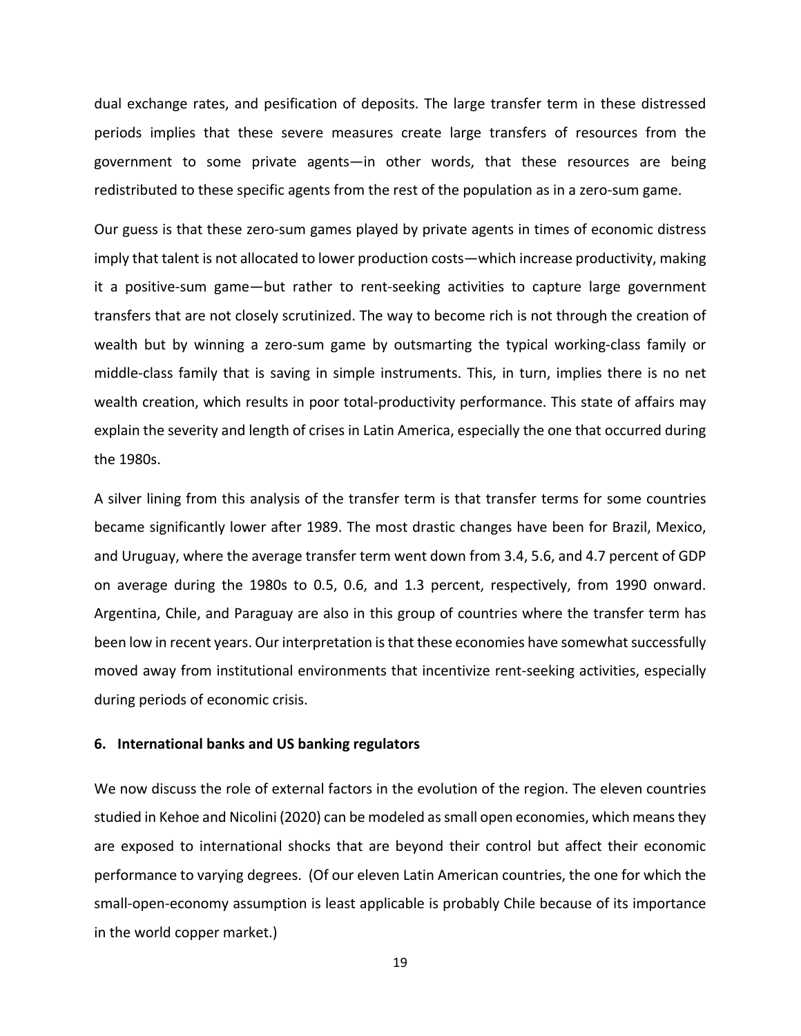dual exchange rates, and pesification of deposits. The large transfer term in these distressed periods implies that these severe measures create large transfers of resources from the government to some private agents—in other words, that these resources are being redistributed to these specific agents from the rest of the population as in a zero-sum game.

Our guess is that these zero-sum games played by private agents in times of economic distress imply that talent is not allocated to lower production costs—which increase productivity, making it a positive-sum game—but rather to rent-seeking activities to capture large government transfers that are not closely scrutinized. The way to become rich is not through the creation of wealth but by winning a zero-sum game by outsmarting the typical working-class family or middle-class family that is saving in simple instruments. This, in turn, implies there is no net wealth creation, which results in poor total-productivity performance. This state of affairs may explain the severity and length of crises in Latin America, especially the one that occurred during the 1980s.

A silver lining from this analysis of the transfer term is that transfer terms for some countries became significantly lower after 1989. The most drastic changes have been for Brazil, Mexico, and Uruguay, where the average transfer term went down from 3.4, 5.6, and 4.7 percent of GDP on average during the 1980s to 0.5, 0.6, and 1.3 percent, respectively, from 1990 onward. Argentina, Chile, and Paraguay are also in this group of countries where the transfer term has been low in recent years. Our interpretation is that these economies have somewhat successfully moved away from institutional environments that incentivize rent-seeking activities, especially during periods of economic crisis.

## 6. International banks and US banking regulators

We now discuss the role of external factors in the evolution of the region. The eleven countries studied in Kehoe and Nicolini (2020) can be modeled as small open economies, which means they are exposed to international shocks that are beyond their control but affect their economic performance to varying degrees. (Of our eleven Latin American countries, the one for which the small-open-economy assumption is least applicable is probably Chile because of its importance in the world copper market.)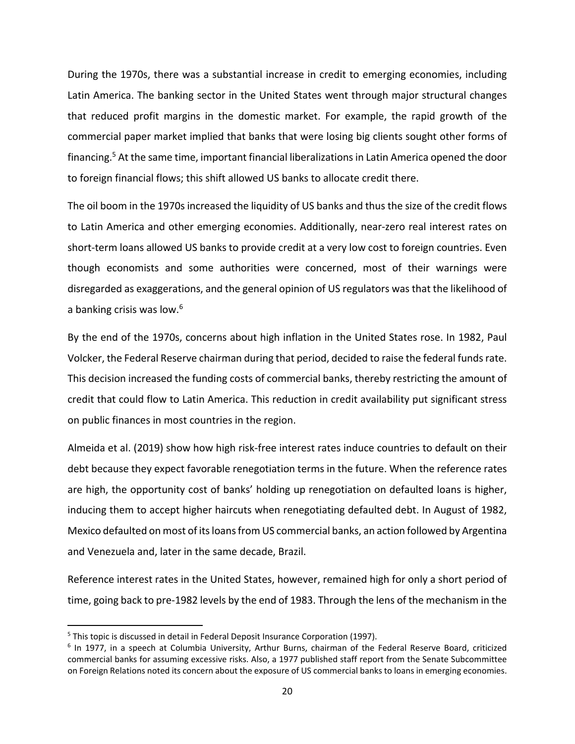During the 1970s, there was a substantial increase in credit to emerging economies, including Latin America. The banking sector in the United States went through major structural changes that reduced profit margins in the domestic market. For example, the rapid growth of the commercial paper market implied that banks that were losing big clients sought other forms of financing.[5] At the same time, important financial liberalizations in Latin America opened the door to foreign financial flows; this shift allowed US banks to allocate credit there.

The oil boom in the 1970s increased the liquidity of US banks and thus the size of the credit flows to Latin America and other emerging economies. Additionally, near-zero real interest rates on short-term loans allowed US banks to provide credit at a very low cost to foreign countries. Even though economists and some authorities were concerned, most of their warnings were disregarded as exaggerations, and the general opinion of US regulators was that the likelihood of a banking crisis was low.[6]

By the end of the 1970s, concerns about high inflation in the United States rose. In 1982, Paul Volcker, the Federal Reserve chairman during that period, decided to raise the federal funds rate. This decision increased the funding costs of commercial banks, thereby restricting the amount of credit that could flow to Latin America. This reduction in credit availability put significant stress on public finances in most countries in the region.

Almeida et al. (2019) show how high risk-free interest rates induce countries to default on their debt because they expect favorable renegotiation terms in the future. When the reference rates are high, the opportunity cost of banks' holding up renegotiation on defaulted loans is higher, inducing them to accept higher haircuts when renegotiating defaulted debt. In August of 1982, Mexico defaulted on most of its loans from US commercial banks, an action followed by Argentina and Venezuela and, later in the same decade, Brazil.

Reference interest rates in the United States, however, remained high for only a short period of time, going back to pre-1982 levels by the end of 1983. Through the lens of the mechanism in the

[5] This topic is discussed in detail in Federal Deposit Insurance Corporation (1997).

[6] In 1977, in a speech at Columbia University, Arthur Burns, chairman of the Federal Reserve Board, criticized commercial banks for assuming excessive risks. Also, a 1977 published staff report from the Senate Subcommittee on Foreign Relations noted its concern about the exposure of US commercial banks to loans in emerging economies.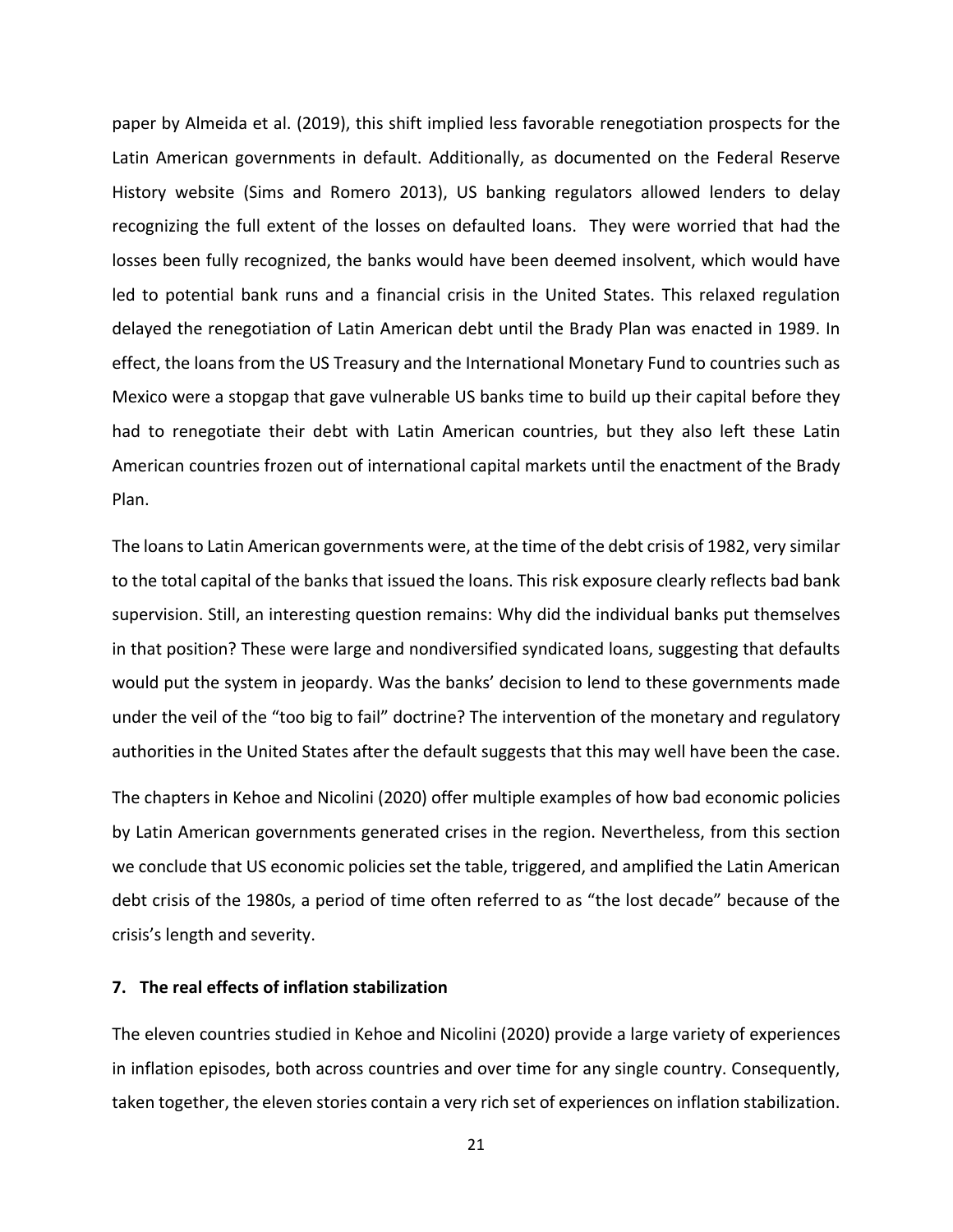paper by Almeida et al. (2019), this shift implied less favorable renegotiation prospects for the Latin American governments in default. Additionally, as documented on the Federal Reserve History website (Sims and Romero 2013), US banking regulators allowed lenders to delay recognizing the full extent of the losses on defaulted loans. They were worried that had the losses been fully recognized, the banks would have been deemed insolvent, which would have led to potential bank runs and a financial crisis in the United States. This relaxed regulation delayed the renegotiation of Latin American debt until the Brady Plan was enacted in 1989. In effect, the loans from the US Treasury and the International Monetary Fund to countries such as Mexico were a stopgap that gave vulnerable US banks time to build up their capital before they had to renegotiate their debt with Latin American countries, but they also left these Latin American countries frozen out of international capital markets until the enactment of the Brady Plan.

The loans to Latin American governments were, at the time of the debt crisis of 1982, very similar to the total capital of the banks that issued the loans. This risk exposure clearly reflects bad bank supervision. Still, an interesting question remains: Why did the individual banks put themselves in that position? These were large and nondiversified syndicated loans, suggesting that defaults would put the system in jeopardy. Was the banks' decision to lend to these governments made under the veil of the "too big to fail" doctrine? The intervention of the monetary and regulatory authorities in the United States after the default suggests that this may well have been the case.

The chapters in Kehoe and Nicolini (2020) offer multiple examples of how bad economic policies by Latin American governments generated crises in the region. Nevertheless, from this section we conclude that US economic policies set the table, triggered, and amplified the Latin American debt crisis of the 1980s, a period of time often referred to as "the lost decade" because of the crisis's length and severity.

## 7. The real effects of inflation stabilization

The eleven countries studied in Kehoe and Nicolini (2020) provide a large variety of experiences in inflation episodes, both across countries and over time for any single country. Consequently, taken together, the eleven stories contain a very rich set of experiences on inflation stabilization.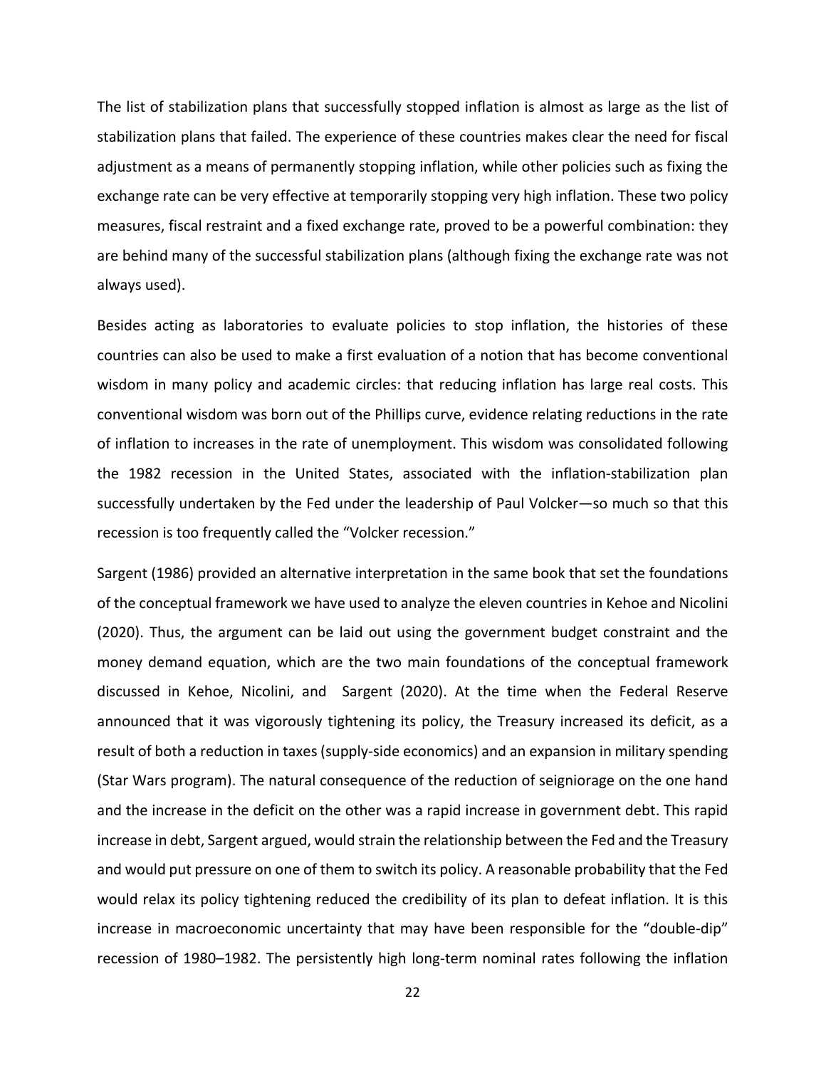The list of stabilization plans that successfully stopped inflation is almost as large as the list of stabilization plans that failed. The experience of these countries makes clear the need for fiscal adjustment as a means of permanently stopping inflation, while other policies such as fixing the exchange rate can be very effective at temporarily stopping very high inflation. These two policy measures, fiscal restraint and a fixed exchange rate, proved to be a powerful combination: they are behind many of the successful stabilization plans (although fixing the exchange rate was not always used).

Besides acting as laboratories to evaluate policies to stop inflation, the histories of these countries can also be used to make a first evaluation of a notion that has become conventional wisdom in many policy and academic circles: that reducing inflation has large real costs. This conventional wisdom was born out of the Phillips curve, evidence relating reductions in the rate of inflation to increases in the rate of unemployment. This wisdom was consolidated following the 1982 recession in the United States, associated with the inflation-stabilization plan successfully undertaken by the Fed under the leadership of Paul Volcker—so much so that this recession is too frequently called the "Volcker recession."

Sargent (1986) provided an alternative interpretation in the same book that set the foundations of the conceptual framework we have used to analyze the eleven countries in Kehoe and Nicolini (2020). Thus, the argument can be laid out using the government budget constraint and the money demand equation, which are the two main foundations of the conceptual framework discussed in Kehoe, Nicolini, and Sargent (2020). At the time when the Federal Reserve announced that it was vigorously tightening its policy, the Treasury increased its deficit, as a result of both a reduction in taxes (supply-side economics) and an expansion in military spending (Star Wars program). The natural consequence of the reduction of seigniorage on the one hand and the increase in the deficit on the other was a rapid increase in government debt. This rapid increase in debt, Sargent argued, would strain the relationship between the Fed and the Treasury and would put pressure on one of them to switch its policy. A reasonable probability that the Fed would relax its policy tightening reduced the credibility of its plan to defeat inflation. It is this increase in macroeconomic uncertainty that may have been responsible for the "double-dip" recession of 1980–1982. The persistently high long-term nominal rates following the inflation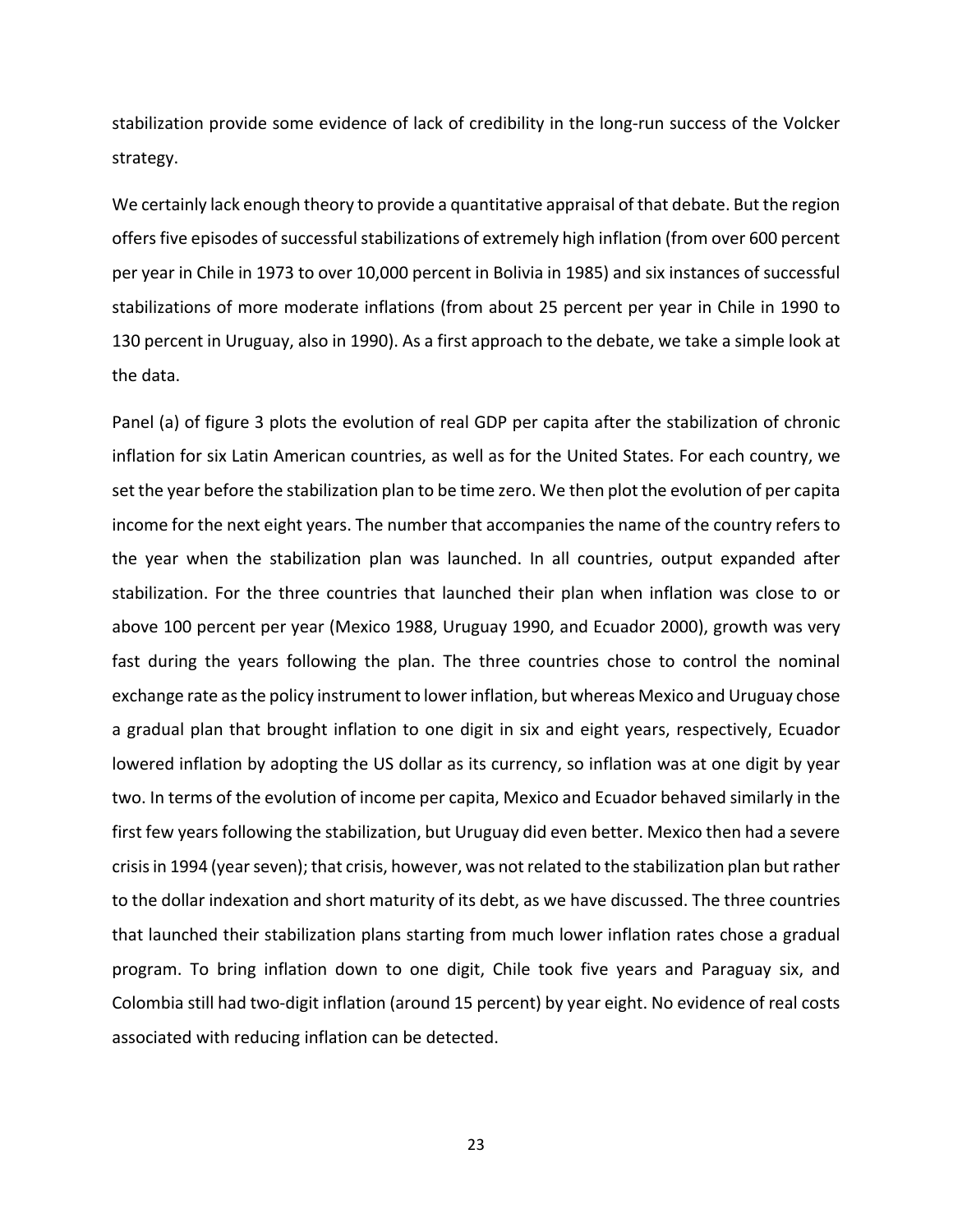stabilization provide some evidence of lack of credibility in the long-run success of the Volcker strategy.

We certainly lack enough theory to provide a quantitative appraisal of that debate. But the region offers five episodes of successful stabilizations of extremely high inflation (from over 600 percent per year in Chile in 1973 to over 10,000 percent in Bolivia in 1985) and six instances of successful stabilizations of more moderate inflations (from about 25 percent per year in Chile in 1990 to 130 percent in Uruguay, also in 1990). As a first approach to the debate, we take a simple look at the data.

Panel (a) of figure 3 plots the evolution of real GDP per capita after the stabilization of chronic inflation for six Latin American countries, as well as for the United States. For each country, we set the year before the stabilization plan to be time zero. We then plot the evolution of per capita income for the next eight years. The number that accompanies the name of the country refers to the year when the stabilization plan was launched. In all countries, output expanded after stabilization. For the three countries that launched their plan when inflation was close to or above 100 percent per year (Mexico 1988, Uruguay 1990, and Ecuador 2000), growth was very fast during the years following the plan. The three countries chose to control the nominal exchange rate as the policy instrument to lower inflation, but whereas Mexico and Uruguay chose a gradual plan that brought inflation to one digit in six and eight years, respectively, Ecuador lowered inflation by adopting the US dollar as its currency, so inflation was at one digit by year two. In terms of the evolution of income per capita, Mexico and Ecuador behaved similarly in the first few years following the stabilization, but Uruguay did even better. Mexico then had a severe crisis in 1994 (year seven); that crisis, however, was not related to the stabilization plan but rather to the dollar indexation and short maturity of its debt, as we have discussed. The three countries that launched their stabilization plans starting from much lower inflation rates chose a gradual program. To bring inflation down to one digit, Chile took five years and Paraguay six, and Colombia still had two-digit inflation (around 15 percent) by year eight. No evidence of real costs associated with reducing inflation can be detected.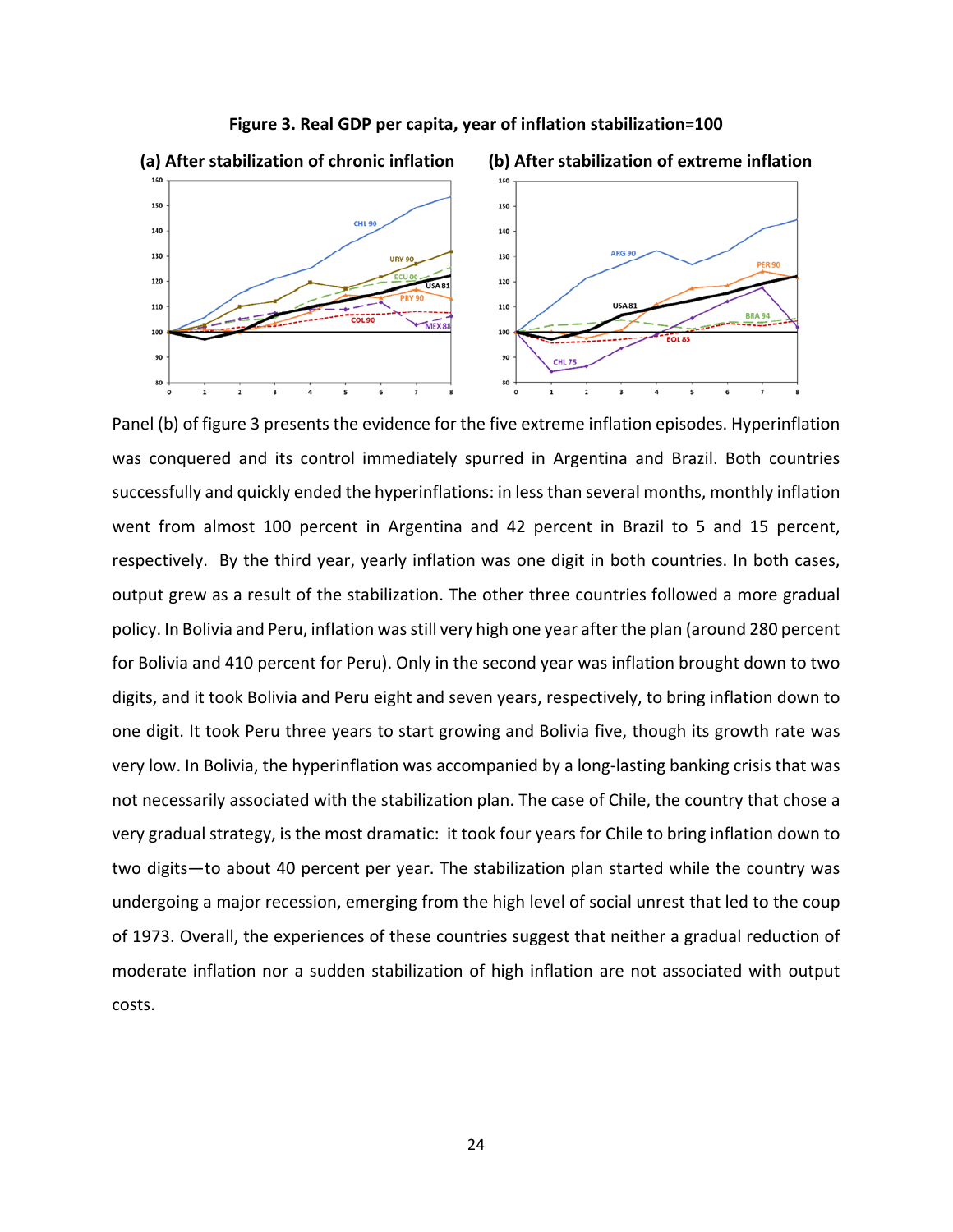**Figure 3. Real GDP per capita, year of inflation stabilization=100**

**(a) After stabilization of chronic inflation**

160
150
140
130
120
110
100
90
80

0 1 2 3 4 5 6 7 8

CHL 90
URY 90
ECU 00
USA 81
PRY 90
COL 90
MEX 88

**(b) After stabilization of extreme inflation**

160
150
140
130
120
110
100
90
80

0 1 2 3 4 5 6 7 8

ARG 90
PER 90
USA 81
BRA 94
BOL 85
CHL 75

Panel (b) of figure 3 presents the evidence for the five extreme inflation episodes. Hyperinflation was conquered and its control immediately spurred in Argentina and Brazil. Both countries successfully and quickly ended the hyperinflations: in less than several months, monthly inflation went from almost 100 percent in Argentina and 42 percent in Brazil to 5 and 15 percent, respectively. By the third year, yearly inflation was one digit in both countries. In both cases, output grew as a result of the stabilization. The other three countries followed a more gradual policy. In Bolivia and Peru, inflation was still very high one year after the plan (around 280 percent for Bolivia and 410 percent for Peru). Only in the second year was inflation brought down to two digits, and it took Bolivia and Peru eight and seven years, respectively, to bring inflation down to one digit. It took Peru three years to start growing and Bolivia five, though its growth rate was very low. In Bolivia, the hyperinflation was accompanied by a long-lasting banking crisis that was not necessarily associated with the stabilization plan. The case of Chile, the country that chose a very gradual strategy, is the most dramatic: it took four years for Chile to bring inflation down to two digits—to about 40 percent per year. The stabilization plan started while the country was undergoing a major recession, emerging from the high level of social unrest that led to the coup of 1973. Overall, the experiences of these countries suggest that neither a gradual reduction of moderate inflation nor a sudden stabilization of high inflation are not associated with output costs.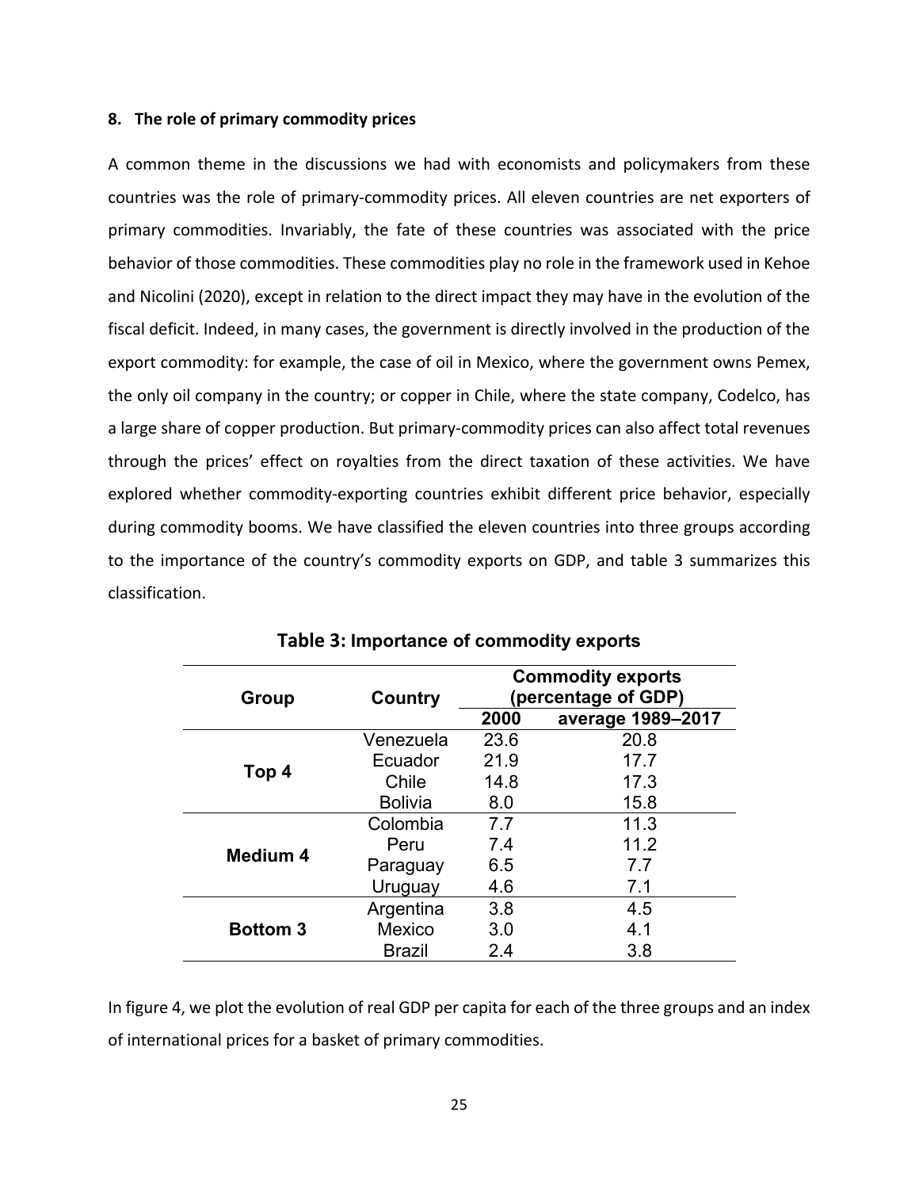## 8. The role of primary commodity prices

A common theme in the discussions we had with economists and policymakers from these countries was the role of primary-commodity prices. All eleven countries are net exporters of primary commodities. Invariably, the fate of these countries was associated with the price behavior of those commodities. These commodities play no role in the framework used in Kehoe and Nicolini (2020), except in relation to the direct impact they may have in the evolution of the fiscal deficit. Indeed, in many cases, the government is directly involved in the production of the export commodity: for example, the case of oil in Mexico, where the government owns Pemex, the only oil company in the country; or copper in Chile, where the state company, Codelco, has a large share of copper production. But primary-commodity prices can also affect total revenues through the prices' effect on royalties from the direct taxation of these activities. We have explored whether commodity-exporting countries exhibit different price behavior, especially during commodity booms. We have classified the eleven countries into three groups according to the importance of the country's commodity exports on GDP, and table 3 summarizes this classification.

**Table 3: Importance of commodity exports**

| Group | Country | Commodity exports (percentage of GDP) | |
|---|---|---|---|
| | | 2000 | average 1989–2017 |
| Top 4 | Venezuela | 23.6 | 20.8 |
| | Ecuador | 21.9 | 17.7 |
| | Chile | 14.8 | 17.3 |
| | Bolivia | 8.0 | 15.8 |
| Medium 4 | Colombia | 7.7 | 11.3 |
| | Peru | 7.4 | 11.2 |
| | Paraguay | 6.5 | 7.7 |
| | Uruguay | 4.6 | 7.1 |
| Bottom 3 | Argentina | 3.8 | 4.5 |
| | Mexico | 3.0 | 4.1 |
| | Brazil | 2.4 | 3.8 |

In figure 4, we plot the evolution of real GDP per capita for each of the three groups and an index of international prices for a basket of primary commodities.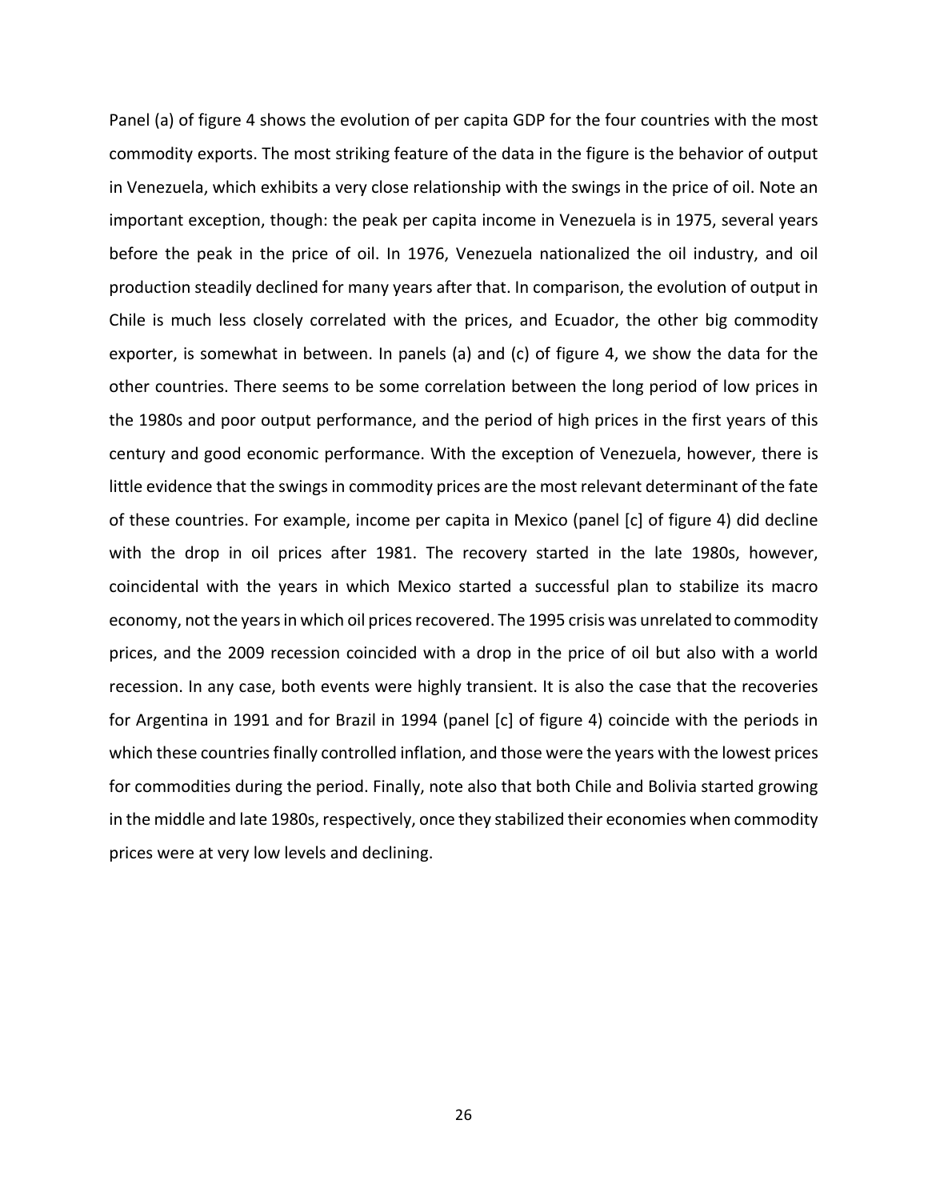Panel (a) of figure 4 shows the evolution of per capita GDP for the four countries with the most commodity exports. The most striking feature of the data in the figure is the behavior of output in Venezuela, which exhibits a very close relationship with the swings in the price of oil. Note an important exception, though: the peak per capita income in Venezuela is in 1975, several years before the peak in the price of oil. In 1976, Venezuela nationalized the oil industry, and oil production steadily declined for many years after that. In comparison, the evolution of output in Chile is much less closely correlated with the prices, and Ecuador, the other big commodity exporter, is somewhat in between. In panels (a) and (c) of figure 4, we show the data for the other countries. There seems to be some correlation between the long period of low prices in the 1980s and poor output performance, and the period of high prices in the first years of this century and good economic performance. With the exception of Venezuela, however, there is little evidence that the swings in commodity prices are the most relevant determinant of the fate of these countries. For example, income per capita in Mexico (panel [c] of figure 4) did decline with the drop in oil prices after 1981. The recovery started in the late 1980s, however, coincidental with the years in which Mexico started a successful plan to stabilize its macro economy, not the years in which oil prices recovered. The 1995 crisis was unrelated to commodity prices, and the 2009 recession coincided with a drop in the price of oil but also with a world recession. In any case, both events were highly transient. It is also the case that the recoveries for Argentina in 1991 and for Brazil in 1994 (panel [c] of figure 4) coincide with the periods in which these countries finally controlled inflation, and those were the years with the lowest prices for commodities during the period. Finally, note also that both Chile and Bolivia started growing in the middle and late 1980s, respectively, once they stabilized their economies when commodity prices were at very low levels and declining.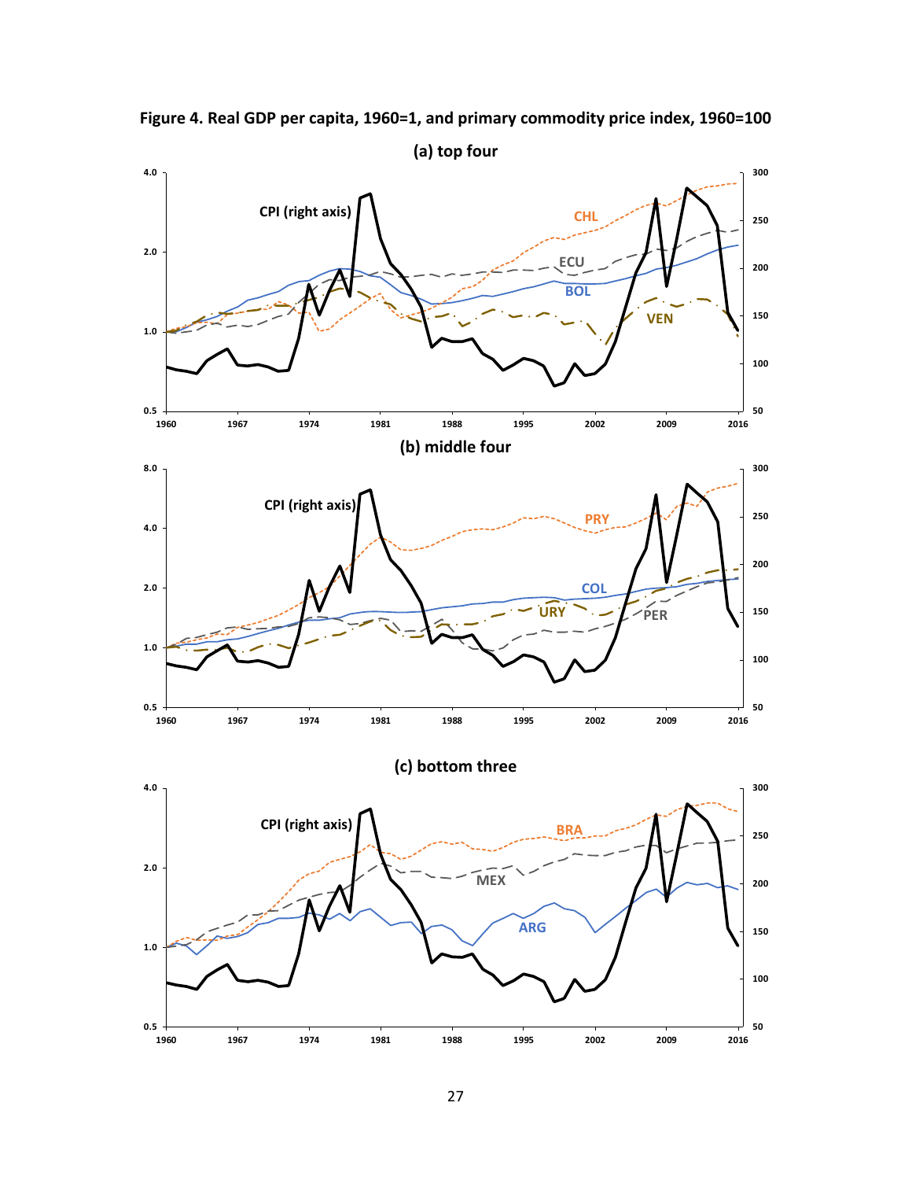**Figure 4. Real GDP per capita, 1960=1, and primary commodity price index, 1960=100**

**(a) top four**

4.0
2.0
1.0
0.5

300
250
200
150
100
50

1960 1967 1974 1981 1988 1995 2002 2009 2016

CPI (right axis)
CHL
ECU
BOL
VEN

**(b) middle four**

8.0
4.0
2.0
1.0
0.5

300
250
200
150
100
50

1960 1967 1974 1981 1988 1995 2002 2009 2016

CPI (right axis)
PRY
COL
URY
PER

**(c) bottom three**

4.0
2.0
1.0
0.5

300
250
200
150
100
50

1960 1967 1974 1981 1988 1995 2002 2009 2016

CPI (right axis)
BRA
MEX
ARG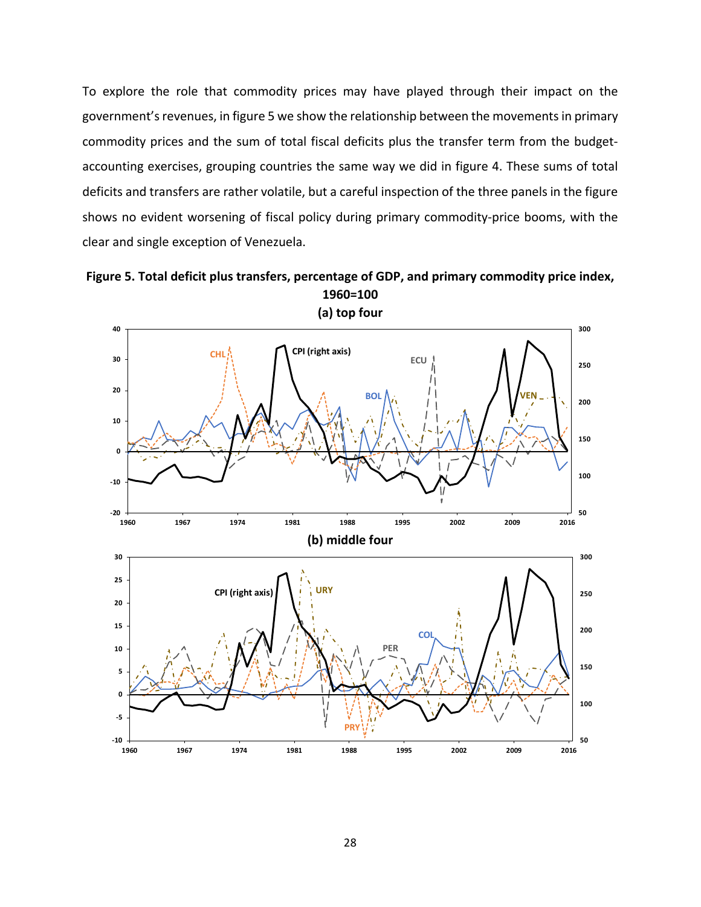To explore the role that commodity prices may have played through their impact on the government's revenues, in figure 5 we show the relationship between the movements in primary commodity prices and the sum of total fiscal deficits plus the transfer term from the budget-accounting exercises, grouping countries the same way we did in figure 4. These sums of total deficits and transfers are rather volatile, but a careful inspection of the three panels in the figure shows no evident worsening of fiscal policy during primary commodity-price booms, with the clear and single exception of Venezuela.

**Figure 5. Total deficit plus transfers, percentage of GDP, and primary commodity price index, 1960=100**

**(a) top four**

CHL
CPI (right axis)
ECU
BOL
VEN

40
30
20
10
0
-10
-20

300
250
200
150
100
50

1960 1967 1974 1981 1988 1995 2002 2009 2016

**(b) middle four**

CPI (right axis)
URY
COL
PER
PRY

30
25
20
15
10
5
0
-5
-10

300
250
200
150
100
50

1960 1967 1974 1981 1988 1995 2002 2009 2016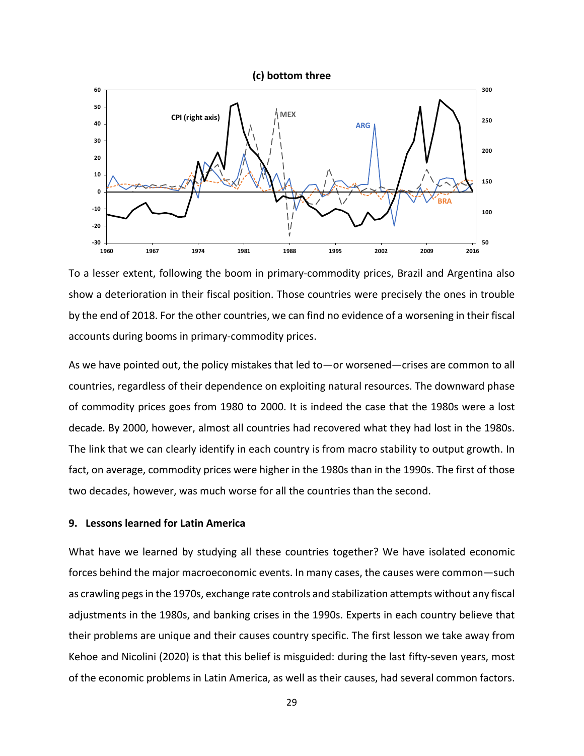(c) bottom three

60
50
40
30
20
10
0
-10
-20
-30

300
250
200
150
100
50

1960
1967
1974
1981
1988
1995
2002
2009
2016

CPI (right axis)
MEX
ARG
BRA

To a lesser extent, following the boom in primary-commodity prices, Brazil and Argentina also show a deterioration in their fiscal position. Those countries were precisely the ones in trouble by the end of 2018. For the other countries, we can find no evidence of a worsening in their fiscal accounts during booms in primary-commodity prices.

As we have pointed out, the policy mistakes that led to—or worsened—crises are common to all countries, regardless of their dependence on exploiting natural resources. The downward phase of commodity prices goes from 1980 to 2000. It is indeed the case that the 1980s were a lost decade. By 2000, however, almost all countries had recovered what they had lost in the 1980s. The link that we can clearly identify in each country is from macro stability to output growth. In fact, on average, commodity prices were higher in the 1980s than in the 1990s. The first of those two decades, however, was much worse for all the countries than the second.

## 9. Lessons learned for Latin America

What have we learned by studying all these countries together? We have isolated economic forces behind the major macroeconomic events. In many cases, the causes were common—such as crawling pegs in the 1970s, exchange rate controls and stabilization attempts without any fiscal adjustments in the 1980s, and banking crises in the 1990s. Experts in each country believe that their problems are unique and their causes country specific. The first lesson we take away from Kehoe and Nicolini (2020) is that this belief is misguided: during the last fifty-seven years, most of the economic problems in Latin America, as well as their causes, had several common factors.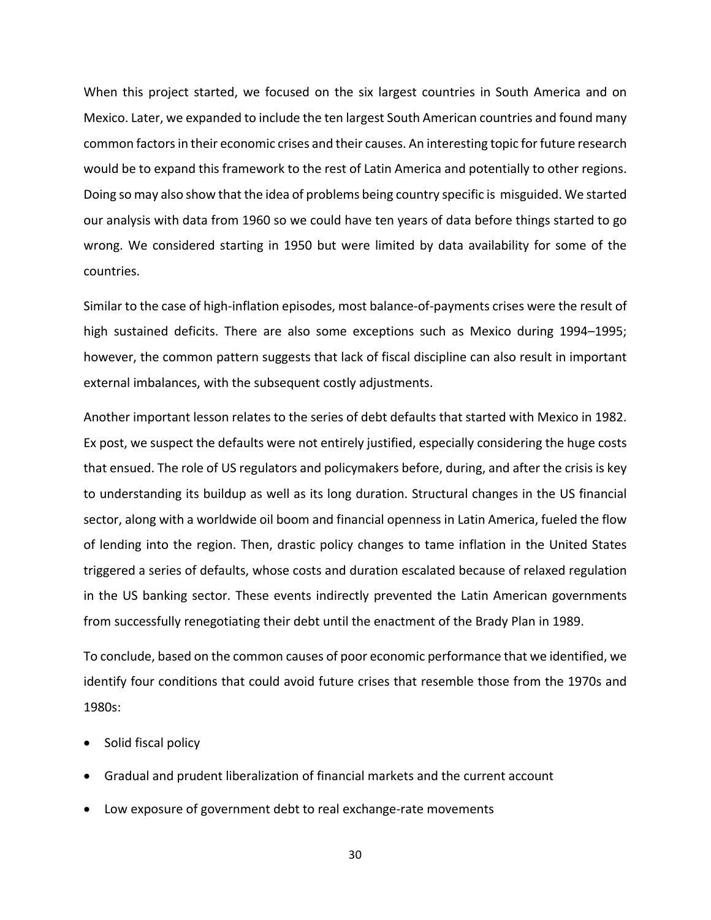When this project started, we focused on the six largest countries in South America and on Mexico. Later, we expanded to include the ten largest South American countries and found many common factors in their economic crises and their causes. An interesting topic for future research would be to expand this framework to the rest of Latin America and potentially to other regions. Doing so may also show that the idea of problems being country specific is misguided. We started our analysis with data from 1960 so we could have ten years of data before things started to go wrong. We considered starting in 1950 but were limited by data availability for some of the countries.

Similar to the case of high-inflation episodes, most balance-of-payments crises were the result of high sustained deficits. There are also some exceptions such as Mexico during 1994–1995; however, the common pattern suggests that lack of fiscal discipline can also result in important external imbalances, with the subsequent costly adjustments.

Another important lesson relates to the series of debt defaults that started with Mexico in 1982. Ex post, we suspect the defaults were not entirely justified, especially considering the huge costs that ensued. The role of US regulators and policymakers before, during, and after the crisis is key to understanding its buildup as well as its long duration. Structural changes in the US financial sector, along with a worldwide oil boom and financial openness in Latin America, fueled the flow of lending into the region. Then, drastic policy changes to tame inflation in the United States triggered a series of defaults, whose costs and duration escalated because of relaxed regulation in the US banking sector. These events indirectly prevented the Latin American governments from successfully renegotiating their debt until the enactment of the Brady Plan in 1989.

To conclude, based on the common causes of poor economic performance that we identified, we identify four conditions that could avoid future crises that resemble those from the 1970s and 1980s:

- Solid fiscal policy
- Gradual and prudent liberalization of financial markets and the current account
- Low exposure of government debt to real exchange-rate movements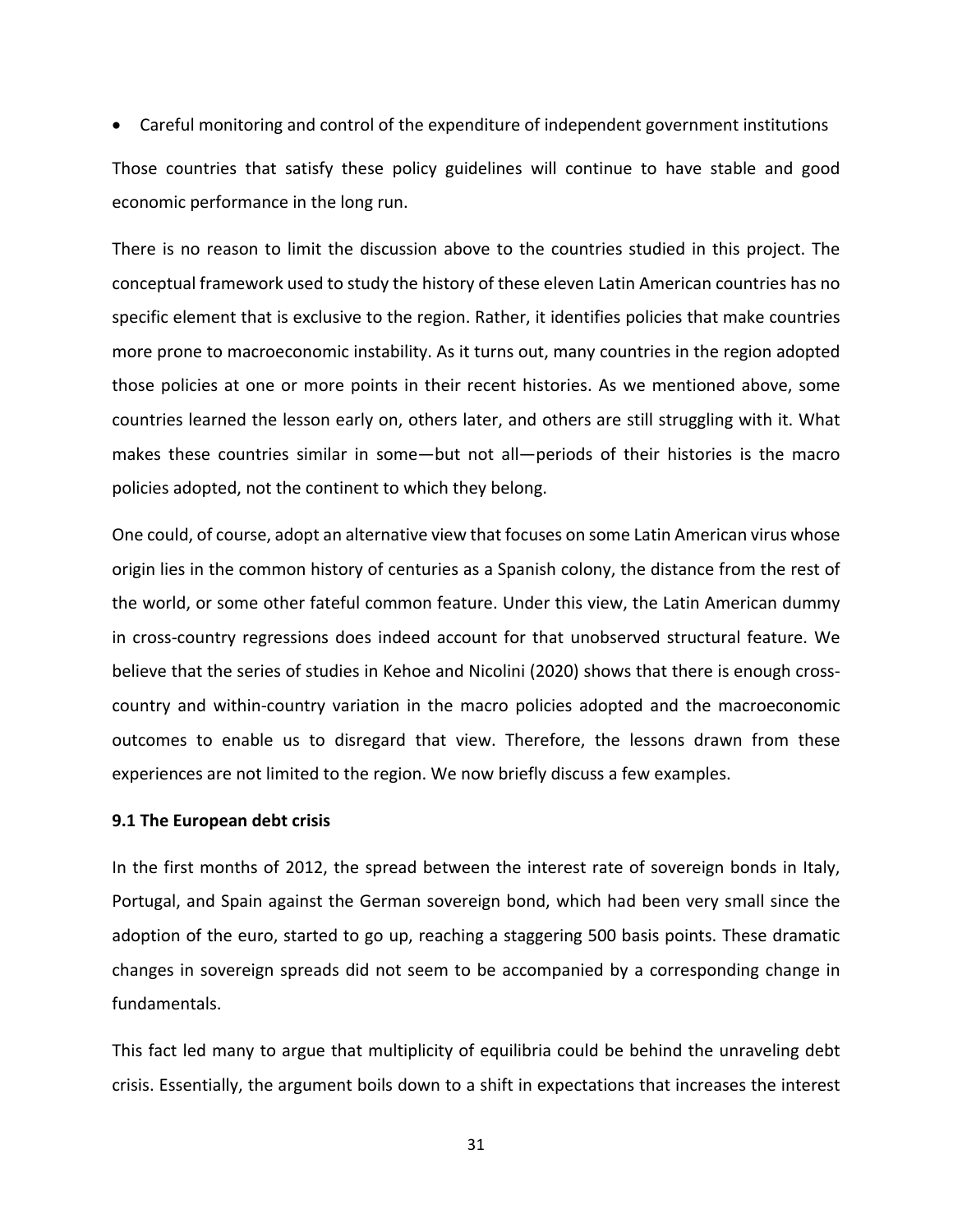- Careful monitoring and control of the expenditure of independent government institutions

Those countries that satisfy these policy guidelines will continue to have stable and good economic performance in the long run.

There is no reason to limit the discussion above to the countries studied in this project. The conceptual framework used to study the history of these eleven Latin American countries has no specific element that is exclusive to the region. Rather, it identifies policies that make countries more prone to macroeconomic instability. As it turns out, many countries in the region adopted those policies at one or more points in their recent histories. As we mentioned above, some countries learned the lesson early on, others later, and others are still struggling with it. What makes these countries similar in some—but not all—periods of their histories is the macro policies adopted, not the continent to which they belong.

One could, of course, adopt an alternative view that focuses on some Latin American virus whose origin lies in the common history of centuries as a Spanish colony, the distance from the rest of the world, or some other fateful common feature. Under this view, the Latin American dummy in cross-country regressions does indeed account for that unobserved structural feature. We believe that the series of studies in Kehoe and Nicolini (2020) shows that there is enough cross-country and within-country variation in the macro policies adopted and the macroeconomic outcomes to enable us to disregard that view. Therefore, the lessons drawn from these experiences are not limited to the region. We now briefly discuss a few examples.

### 9.1 The European debt crisis

In the first months of 2012, the spread between the interest rate of sovereign bonds in Italy, Portugal, and Spain against the German sovereign bond, which had been very small since the adoption of the euro, started to go up, reaching a staggering 500 basis points. These dramatic changes in sovereign spreads did not seem to be accompanied by a corresponding change in fundamentals.

This fact led many to argue that multiplicity of equilibria could be behind the unraveling debt crisis. Essentially, the argument boils down to a shift in expectations that increases the interest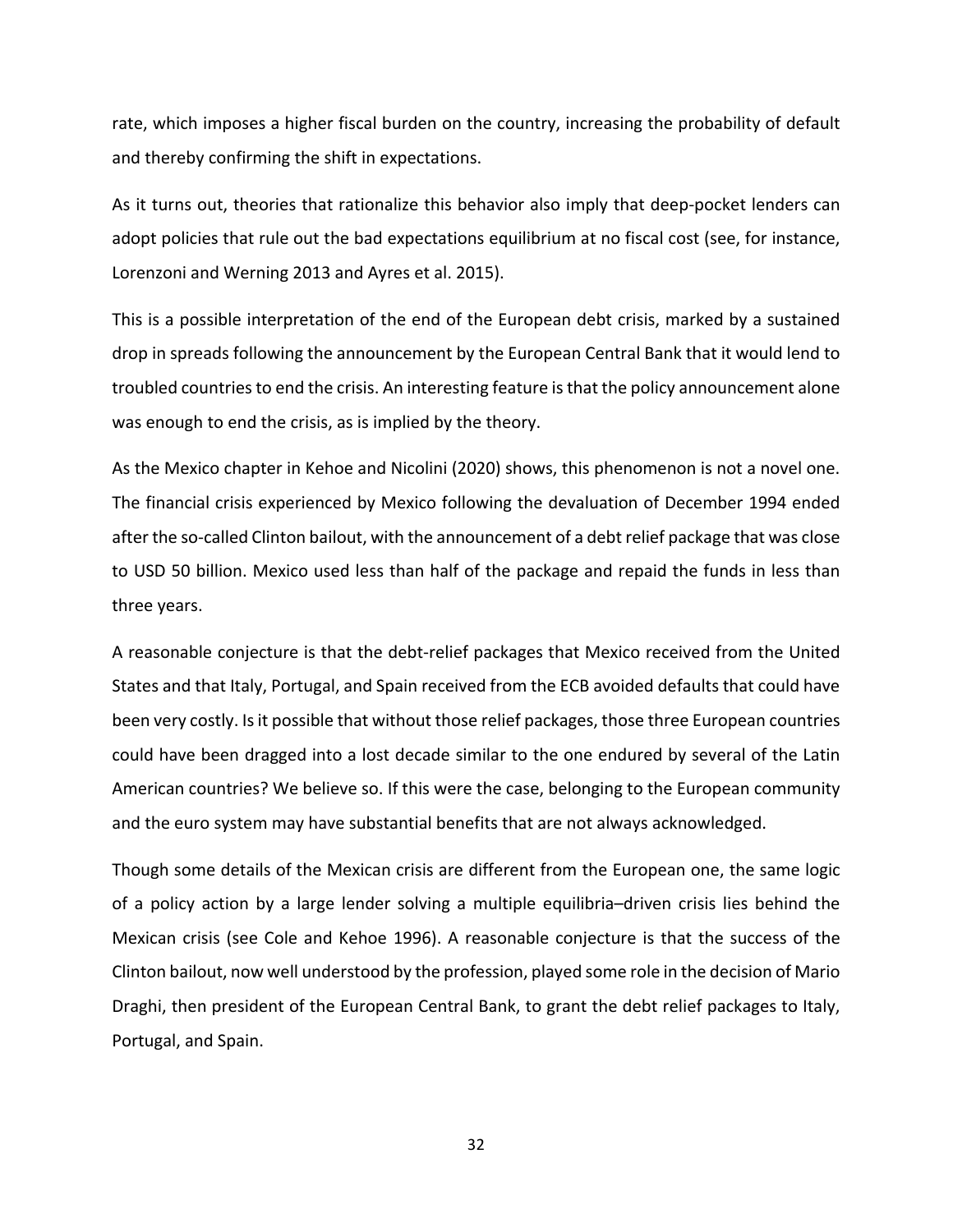rate, which imposes a higher fiscal burden on the country, increasing the probability of default and thereby confirming the shift in expectations.

As it turns out, theories that rationalize this behavior also imply that deep-pocket lenders can adopt policies that rule out the bad expectations equilibrium at no fiscal cost (see, for instance, Lorenzoni and Werning 2013 and Ayres et al. 2015).

This is a possible interpretation of the end of the European debt crisis, marked by a sustained drop in spreads following the announcement by the European Central Bank that it would lend to troubled countries to end the crisis. An interesting feature is that the policy announcement alone was enough to end the crisis, as is implied by the theory.

As the Mexico chapter in Kehoe and Nicolini (2020) shows, this phenomenon is not a novel one. The financial crisis experienced by Mexico following the devaluation of December 1994 ended after the so-called Clinton bailout, with the announcement of a debt relief package that was close to USD 50 billion. Mexico used less than half of the package and repaid the funds in less than three years.

A reasonable conjecture is that the debt-relief packages that Mexico received from the United States and that Italy, Portugal, and Spain received from the ECB avoided defaults that could have been very costly. Is it possible that without those relief packages, those three European countries could have been dragged into a lost decade similar to the one endured by several of the Latin American countries? We believe so. If this were the case, belonging to the European community and the euro system may have substantial benefits that are not always acknowledged.

Though some details of the Mexican crisis are different from the European one, the same logic of a policy action by a large lender solving a multiple equilibria–driven crisis lies behind the Mexican crisis (see Cole and Kehoe 1996). A reasonable conjecture is that the success of the Clinton bailout, now well understood by the profession, played some role in the decision of Mario Draghi, then president of the European Central Bank, to grant the debt relief packages to Italy, Portugal, and Spain.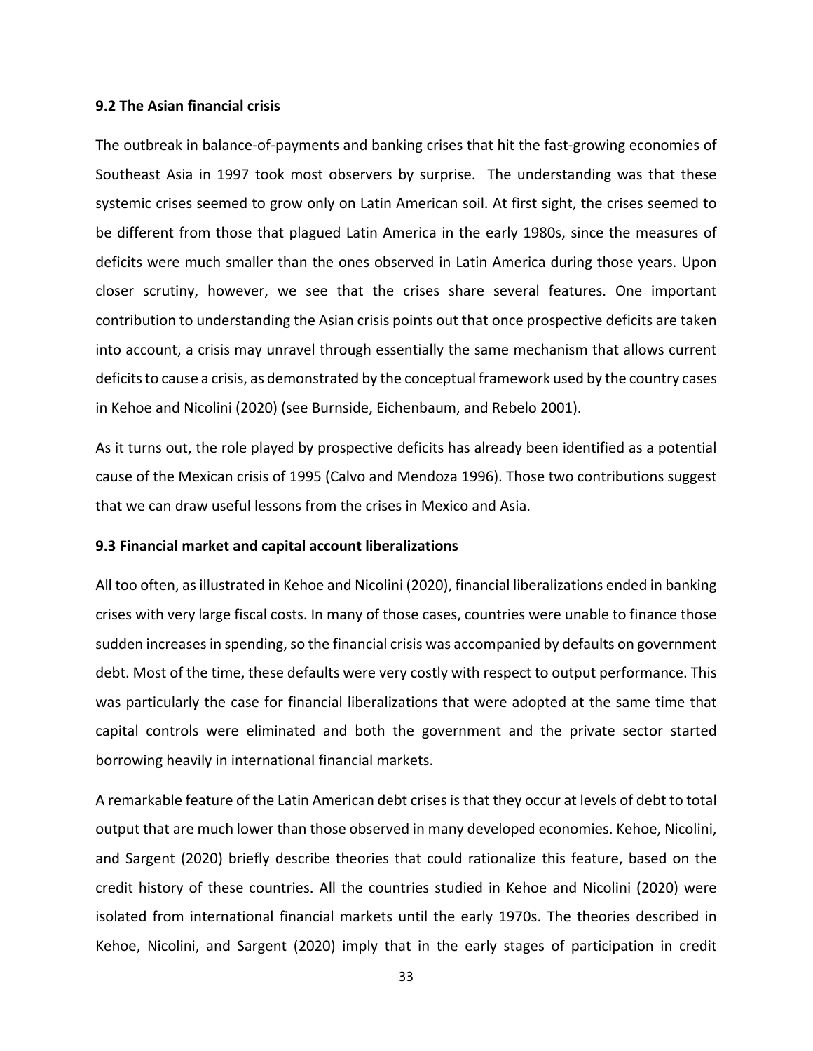### 9.2 The Asian financial crisis

The outbreak in balance-of-payments and banking crises that hit the fast-growing economies of Southeast Asia in 1997 took most observers by surprise. The understanding was that these systemic crises seemed to grow only on Latin American soil. At first sight, the crises seemed to be different from those that plagued Latin America in the early 1980s, since the measures of deficits were much smaller than the ones observed in Latin America during those years. Upon closer scrutiny, however, we see that the crises share several features. One important contribution to understanding the Asian crisis points out that once prospective deficits are taken into account, a crisis may unravel through essentially the same mechanism that allows current deficits to cause a crisis, as demonstrated by the conceptual framework used by the country cases in Kehoe and Nicolini (2020) (see Burnside, Eichenbaum, and Rebelo 2001).

As it turns out, the role played by prospective deficits has already been identified as a potential cause of the Mexican crisis of 1995 (Calvo and Mendoza 1996). Those two contributions suggest that we can draw useful lessons from the crises in Mexico and Asia.

### 9.3 Financial market and capital account liberalizations

All too often, as illustrated in Kehoe and Nicolini (2020), financial liberalizations ended in banking crises with very large fiscal costs. In many of those cases, countries were unable to finance those sudden increases in spending, so the financial crisis was accompanied by defaults on government debt. Most of the time, these defaults were very costly with respect to output performance. This was particularly the case for financial liberalizations that were adopted at the same time that capital controls were eliminated and both the government and the private sector started borrowing heavily in international financial markets.

A remarkable feature of the Latin American debt crises is that they occur at levels of debt to total output that are much lower than those observed in many developed economies. Kehoe, Nicolini, and Sargent (2020) briefly describe theories that could rationalize this feature, based on the credit history of these countries. All the countries studied in Kehoe and Nicolini (2020) were isolated from international financial markets until the early 1970s. The theories described in Kehoe, Nicolini, and Sargent (2020) imply that in the early stages of participation in credit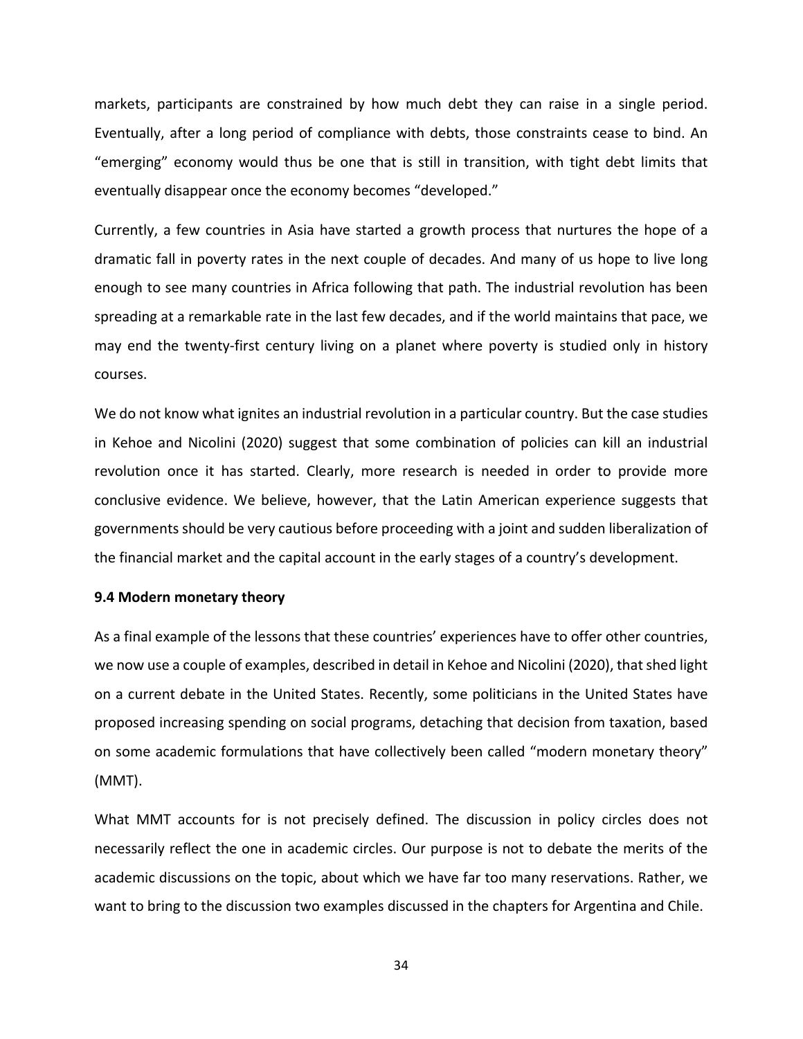markets, participants are constrained by how much debt they can raise in a single period. Eventually, after a long period of compliance with debts, those constraints cease to bind. An "emerging" economy would thus be one that is still in transition, with tight debt limits that eventually disappear once the economy becomes "developed."

Currently, a few countries in Asia have started a growth process that nurtures the hope of a dramatic fall in poverty rates in the next couple of decades. And many of us hope to live long enough to see many countries in Africa following that path. The industrial revolution has been spreading at a remarkable rate in the last few decades, and if the world maintains that pace, we may end the twenty-first century living on a planet where poverty is studied only in history courses.

We do not know what ignites an industrial revolution in a particular country. But the case studies in Kehoe and Nicolini (2020) suggest that some combination of policies can kill an industrial revolution once it has started. Clearly, more research is needed in order to provide more conclusive evidence. We believe, however, that the Latin American experience suggests that governments should be very cautious before proceeding with a joint and sudden liberalization of the financial market and the capital account in the early stages of a country's development.

### 9.4 Modern monetary theory

As a final example of the lessons that these countries' experiences have to offer other countries, we now use a couple of examples, described in detail in Kehoe and Nicolini (2020), that shed light on a current debate in the United States. Recently, some politicians in the United States have proposed increasing spending on social programs, detaching that decision from taxation, based on some academic formulations that have collectively been called "modern monetary theory" (MMT).

What MMT accounts for is not precisely defined. The discussion in policy circles does not necessarily reflect the one in academic circles. Our purpose is not to debate the merits of the academic discussions on the topic, about which we have far too many reservations. Rather, we want to bring to the discussion two examples discussed in the chapters for Argentina and Chile.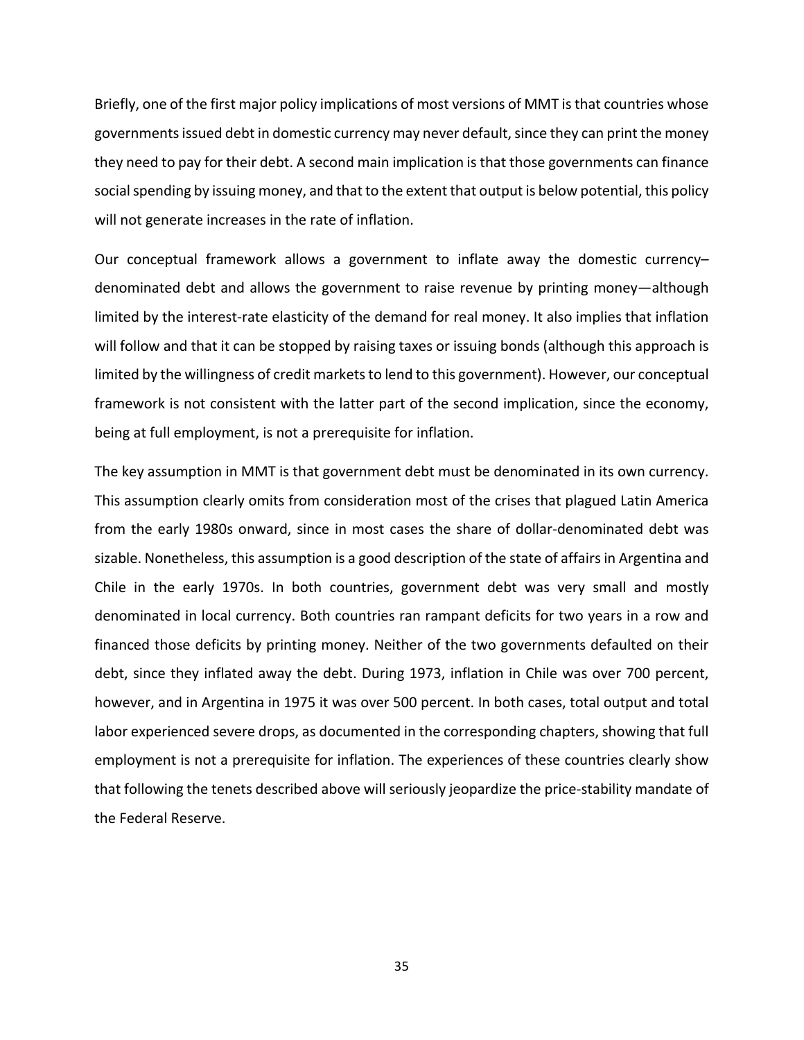Briefly, one of the first major policy implications of most versions of MMT is that countries whose governments issued debt in domestic currency may never default, since they can print the money they need to pay for their debt. A second main implication is that those governments can finance social spending by issuing money, and that to the extent that output is below potential, this policy will not generate increases in the rate of inflation.

Our conceptual framework allows a government to inflate away the domestic currency–denominated debt and allows the government to raise revenue by printing money—although limited by the interest-rate elasticity of the demand for real money. It also implies that inflation will follow and that it can be stopped by raising taxes or issuing bonds (although this approach is limited by the willingness of credit markets to lend to this government). However, our conceptual framework is not consistent with the latter part of the second implication, since the economy, being at full employment, is not a prerequisite for inflation.

The key assumption in MMT is that government debt must be denominated in its own currency. This assumption clearly omits from consideration most of the crises that plagued Latin America from the early 1980s onward, since in most cases the share of dollar-denominated debt was sizable. Nonetheless, this assumption is a good description of the state of affairs in Argentina and Chile in the early 1970s. In both countries, government debt was very small and mostly denominated in local currency. Both countries ran rampant deficits for two years in a row and financed those deficits by printing money. Neither of the two governments defaulted on their debt, since they inflated away the debt. During 1973, inflation in Chile was over 700 percent, however, and in Argentina in 1975 it was over 500 percent. In both cases, total output and total labor experienced severe drops, as documented in the corresponding chapters, showing that full employment is not a prerequisite for inflation. The experiences of these countries clearly show that following the tenets described above will seriously jeopardize the price-stability mandate of the Federal Reserve.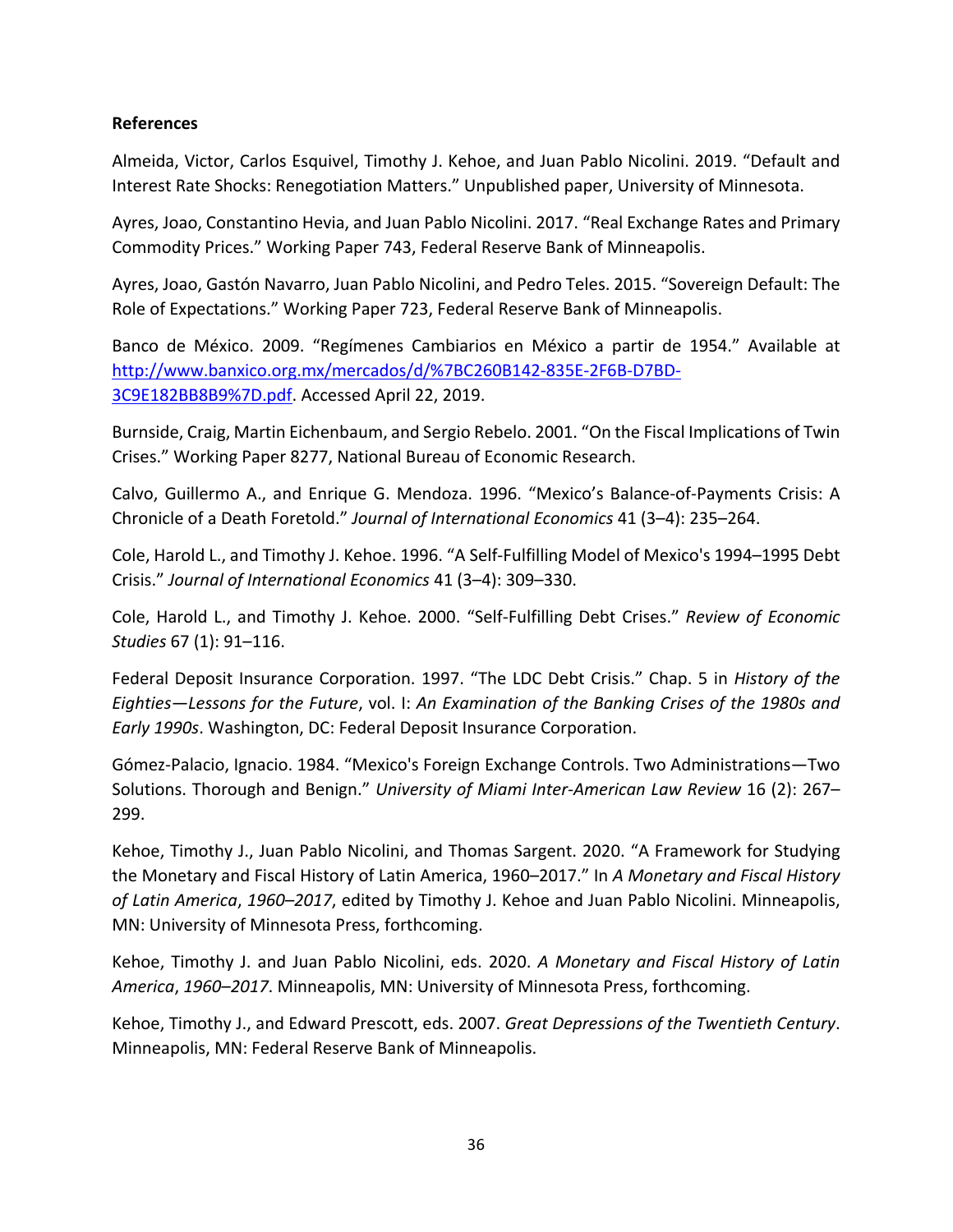**References**

Almeida, Victor, Carlos Esquivel, Timothy J. Kehoe, and Juan Pablo Nicolini. 2019. "Default and Interest Rate Shocks: Renegotiation Matters." Unpublished paper, University of Minnesota.

Ayres, Joao, Constantino Hevia, and Juan Pablo Nicolini. 2017. "Real Exchange Rates and Primary Commodity Prices." Working Paper 743, Federal Reserve Bank of Minneapolis.

Ayres, Joao, Gastón Navarro, Juan Pablo Nicolini, and Pedro Teles. 2015. "Sovereign Default: The Role of Expectations." Working Paper 723, Federal Reserve Bank of Minneapolis.

Banco de México. 2009. "Regímenes Cambiarios en México a partir de 1954." Available at [http://www.banxico.org.mx/mercados/d/%7BC260B142-835E-2F6B-D7BD-3C9E182BB8B9%7D.pdf](http://www.banxico.org.mx/mercados/d/%7BC260B142-835E-2F6B-D7BD-3C9E182BB8B9%7D.pdf). Accessed April 22, 2019.

Burnside, Craig, Martin Eichenbaum, and Sergio Rebelo. 2001. "On the Fiscal Implications of Twin Crises." Working Paper 8277, National Bureau of Economic Research.

Calvo, Guillermo A., and Enrique G. Mendoza. 1996. "Mexico's Balance-of-Payments Crisis: A Chronicle of a Death Foretold." *Journal of International Economics* 41 (3–4): 235–264.

Cole, Harold L., and Timothy J. Kehoe. 1996. "A Self-Fulfilling Model of Mexico's 1994–1995 Debt Crisis." *Journal of International Economics* 41 (3–4): 309–330.

Cole, Harold L., and Timothy J. Kehoe. 2000. "Self-Fulfilling Debt Crises." *Review of Economic Studies* 67 (1): 91–116.

Federal Deposit Insurance Corporation. 1997. "The LDC Debt Crisis." Chap. 5 in *History of the Eighties—Lessons for the Future*, vol. I: *An Examination of the Banking Crises of the 1980s and Early 1990s*. Washington, DC: Federal Deposit Insurance Corporation.

Gómez-Palacio, Ignacio. 1984. "Mexico's Foreign Exchange Controls. Two Administrations—Two Solutions. Thorough and Benign." *University of Miami Inter-American Law Review* 16 (2): 267–299.

Kehoe, Timothy J., Juan Pablo Nicolini, and Thomas Sargent. 2020. "A Framework for Studying the Monetary and Fiscal History of Latin America, 1960–2017." In *A Monetary and Fiscal History of Latin America*, *1960–2017*, edited by Timothy J. Kehoe and Juan Pablo Nicolini. Minneapolis, MN: University of Minnesota Press, forthcoming.

Kehoe, Timothy J. and Juan Pablo Nicolini, eds. 2020. *A Monetary and Fiscal History of Latin America*, *1960–2017*. Minneapolis, MN: University of Minnesota Press, forthcoming.

Kehoe, Timothy J., and Edward Prescott, eds. 2007. *Great Depressions of the Twentieth Century*. Minneapolis, MN: Federal Reserve Bank of Minneapolis.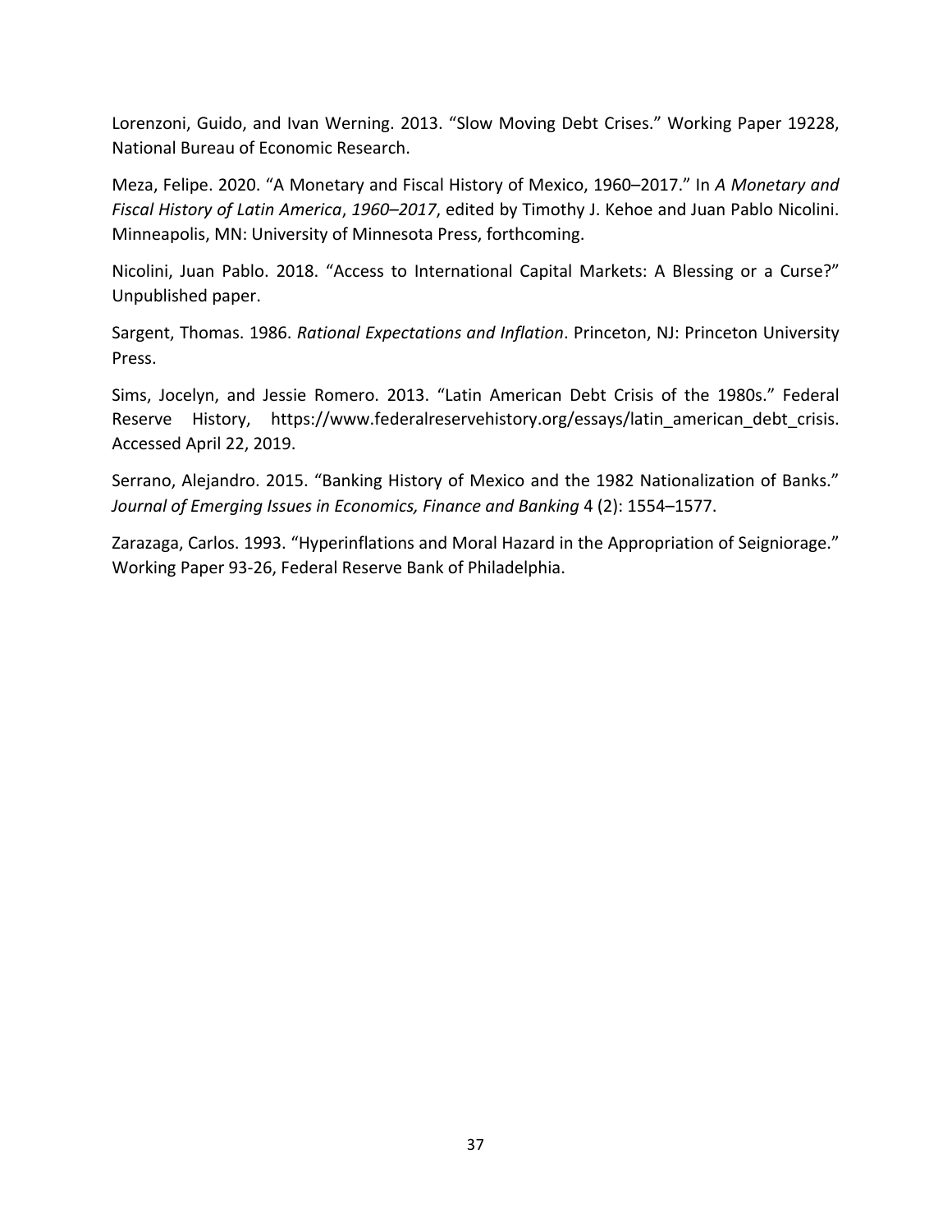Lorenzoni, Guido, and Ivan Werning. 2013. "Slow Moving Debt Crises." Working Paper 19228, National Bureau of Economic Research.

Meza, Felipe. 2020. "A Monetary and Fiscal History of Mexico, 1960–2017." In *A Monetary and Fiscal History of Latin America*, *1960–2017*, edited by Timothy J. Kehoe and Juan Pablo Nicolini. Minneapolis, MN: University of Minnesota Press, forthcoming.

Nicolini, Juan Pablo. 2018. "Access to International Capital Markets: A Blessing or a Curse?" Unpublished paper.

Sargent, Thomas. 1986. *Rational Expectations and Inflation*. Princeton, NJ: Princeton University Press.

Sims, Jocelyn, and Jessie Romero. 2013. "Latin American Debt Crisis of the 1980s." Federal Reserve History, https://www.federalreservehistory.org/essays/latin_american_debt_crisis. Accessed April 22, 2019.

Serrano, Alejandro. 2015. "Banking History of Mexico and the 1982 Nationalization of Banks." *Journal of Emerging Issues in Economics, Finance and Banking* 4 (2): 1554–1577.

Zarazaga, Carlos. 1993. "Hyperinflations and Moral Hazard in the Appropriation of Seigniorage." Working Paper 93-26, Federal Reserve Bank of Philadelphia.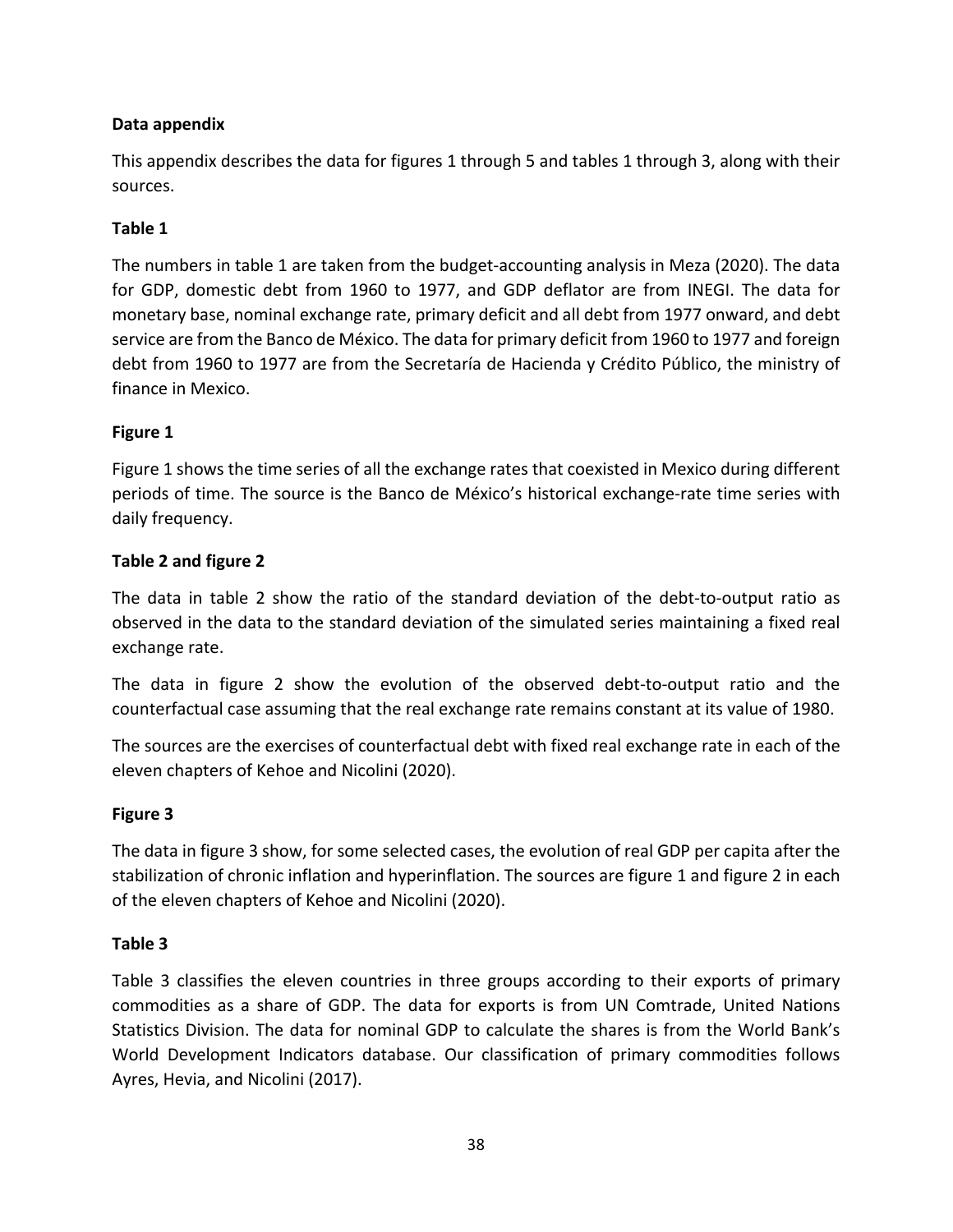## Data appendix

This appendix describes the data for figures 1 through 5 and tables 1 through 3, along with their sources.

### Table 1

The numbers in table 1 are taken from the budget-accounting analysis in Meza (2020). The data for GDP, domestic debt from 1960 to 1977, and GDP deflator are from INEGI. The data for monetary base, nominal exchange rate, primary deficit and all debt from 1977 onward, and debt service are from the Banco de México. The data for primary deficit from 1960 to 1977 and foreign debt from 1960 to 1977 are from the Secretaría de Hacienda y Crédito Público, the ministry of finance in Mexico.

### Figure 1

Figure 1 shows the time series of all the exchange rates that coexisted in Mexico during different periods of time. The source is the Banco de México's historical exchange-rate time series with daily frequency.

### Table 2 and figure 2

The data in table 2 show the ratio of the standard deviation of the debt-to-output ratio as observed in the data to the standard deviation of the simulated series maintaining a fixed real exchange rate.

The data in figure 2 show the evolution of the observed debt-to-output ratio and the counterfactual case assuming that the real exchange rate remains constant at its value of 1980.

The sources are the exercises of counterfactual debt with fixed real exchange rate in each of the eleven chapters of Kehoe and Nicolini (2020).

### Figure 3

The data in figure 3 show, for some selected cases, the evolution of real GDP per capita after the stabilization of chronic inflation and hyperinflation. The sources are figure 1 and figure 2 in each of the eleven chapters of Kehoe and Nicolini (2020).

### Table 3

Table 3 classifies the eleven countries in three groups according to their exports of primary commodities as a share of GDP. The data for exports is from UN Comtrade, United Nations Statistics Division. The data for nominal GDP to calculate the shares is from the World Bank's World Development Indicators database. Our classification of primary commodities follows Ayres, Hevia, and Nicolini (2017).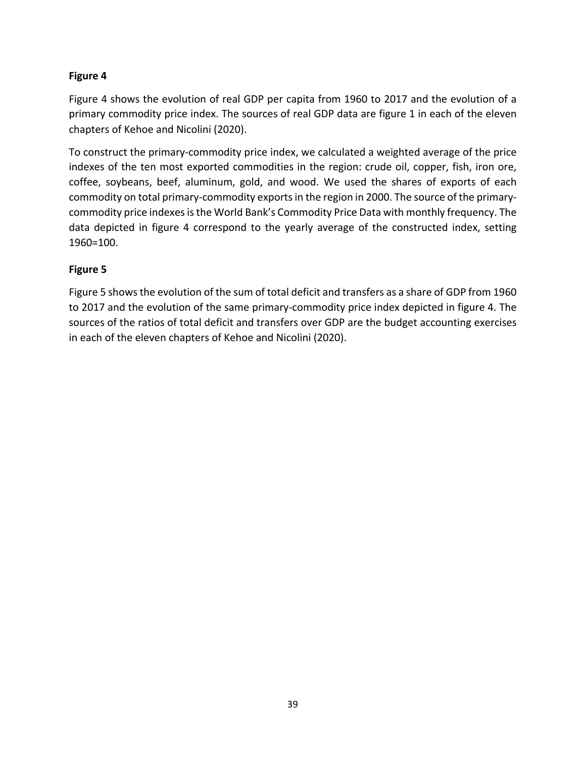**Figure 4**

Figure 4 shows the evolution of real GDP per capita from 1960 to 2017 and the evolution of a primary commodity price index. The sources of real GDP data are figure 1 in each of the eleven chapters of Kehoe and Nicolini (2020).

To construct the primary-commodity price index, we calculated a weighted average of the price indexes of the ten most exported commodities in the region: crude oil, copper, fish, iron ore, coffee, soybeans, beef, aluminum, gold, and wood. We used the shares of exports of each commodity on total primary-commodity exports in the region in 2000. The source of the primary-commodity price indexes is the World Bank's Commodity Price Data with monthly frequency. The data depicted in figure 4 correspond to the yearly average of the constructed index, setting 1960=100.

**Figure 5**

Figure 5 shows the evolution of the sum of total deficit and transfers as a share of GDP from 1960 to 2017 and the evolution of the same primary-commodity price index depicted in figure 4. The sources of the ratios of total deficit and transfers over GDP are the budget accounting exercises in each of the eleven chapters of Kehoe and Nicolini (2020).